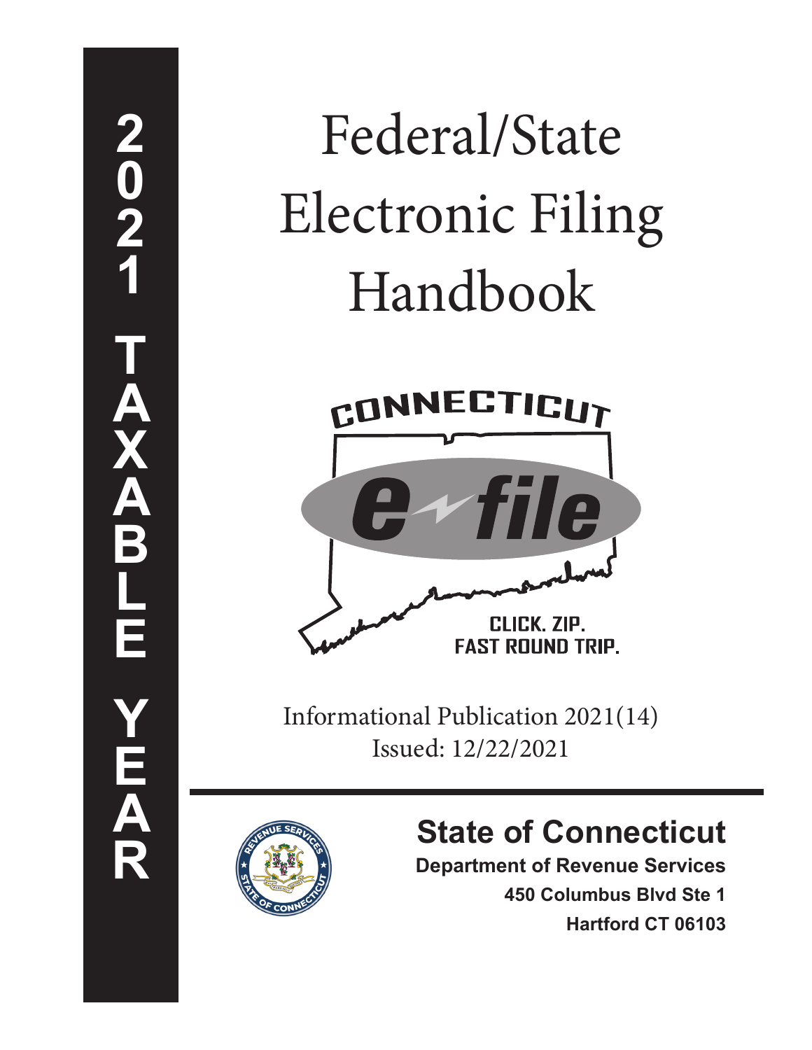**2021 TAXABLE YEAR**

# Federal/State Electronic Filing Handbook

CONNECTICUT e-file

CLICK. ZIP. FAST ROUND TRIP.

Informational Publication 2021(14)
Issued: 12/22/2021

## State of Connecticut

**Department of Revenue Services**
**450 Columbus Blvd Ste 1**
**Hartford CT 06103**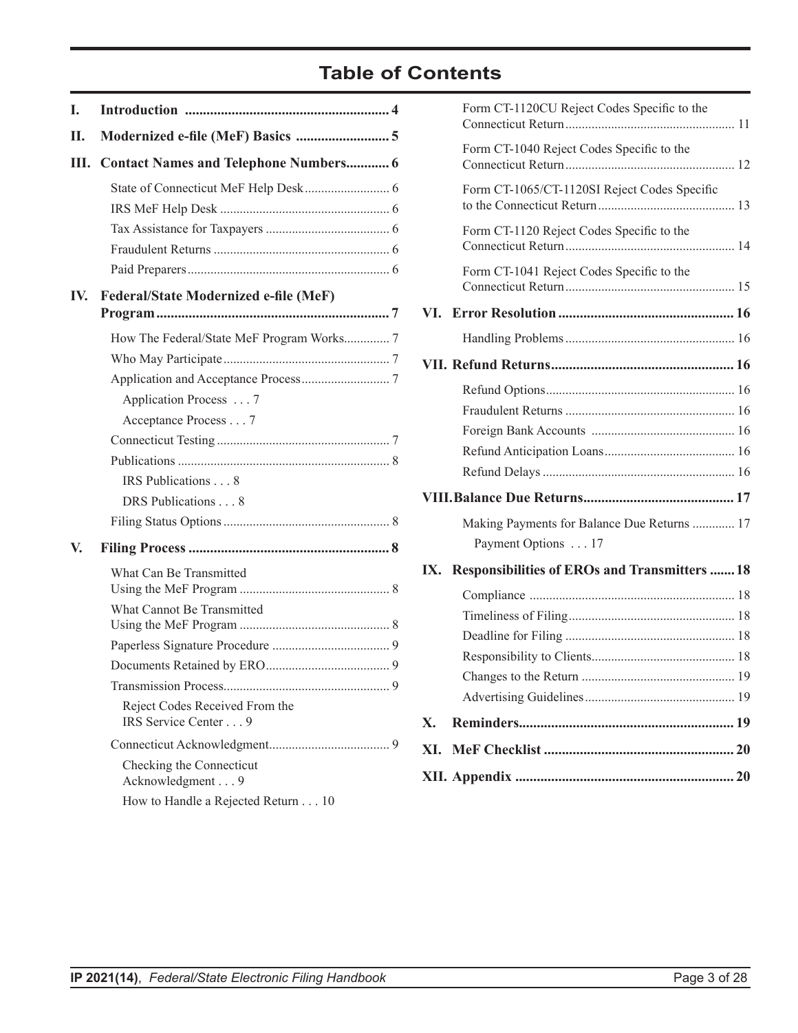# Table of Contents

**I. Introduction** ........................................................ 4

**II. Modernized e-file (MeF) Basics** .......................... 5

**III. Contact Names and Telephone Numbers** ............ 6

- State of Connecticut MeF Help Desk ......................... 6
- IRS MeF Help Desk ................................................... 6
- Tax Assistance for Taxpayers ..................................... 6
- Fraudulent Returns ..................................................... 6
- Paid Preparers ............................................................. 6

**IV. Federal/State Modernized e-file (MeF) Program** ................................................................ 7

- How The Federal/State MeF Program Works.............. 7
- Who May Participate .................................................. 7
- Application and Acceptance Process .......................... 7
  - Application Process . . . 7
  - Acceptance Process . . . 7
- Connecticut Testing .................................................... 7
- Publications ................................................................ 8
  - IRS Publications . . . 8
  - DRS Publications . . . 8
- Filing Status Options .................................................. 8

**V. Filing Process** ....................................................... 8

- What Can Be Transmitted Using the MeF Program ............................................. 8
- What Cannot Be Transmitted Using the MeF Program ............................................. 8
- Paperless Signature Procedure ................................... 9
- Documents Retained by ERO ..................................... 9
- Transmission Process.................................................. 9
  - Reject Codes Received From the IRS Service Center . . . 9
- Connecticut Acknowledgment.................................... 9
  - Checking the Connecticut Acknowledgment . . . 9
  - How to Handle a Rejected Return . . . 10
- Form CT-1120CU Reject Codes Specific to the Connecticut Return .................................................. 11
- Form CT-1040 Reject Codes Specific to the Connecticut Return .................................................. 12
- Form CT-1065/CT-1120SI Reject Codes Specific to the Connecticut Return .......................................... 13
- Form CT-1120 Reject Codes Specific to the Connecticut Return .................................................. 14
- Form CT-1041 Reject Codes Specific to the Connecticut Return .................................................. 15

**VI. Error Resolution** ................................................ 16

- Handling Problems .................................................... 16

**VII. Refund Returns** .................................................. 16

- Refund Options ......................................................... 16
- Fraudulent Returns ................................................... 16
- Foreign Bank Accounts ............................................ 16
- Refund Anticipation Loans........................................ 16
- Refund Delays .......................................................... 16

**VIII. Balance Due Returns** .......................................... 17

- Making Payments for Balance Due Returns ............. 17
  - Payment Options . . . 17

**IX. Responsibilities of EROs and Transmitters** ....... 18

- Compliance .............................................................. 18
- Timeliness of Filing.................................................. 18
- Deadline for Filing ................................................... 18
- Responsibility to Clients........................................... 18
- Changes to the Return .............................................. 19
- Advertising Guidelines............................................. 19

**X. Reminders** ........................................................... 19

**XI. MeF Checklist** .................................................... 20

**XII. Appendix** ............................................................ 20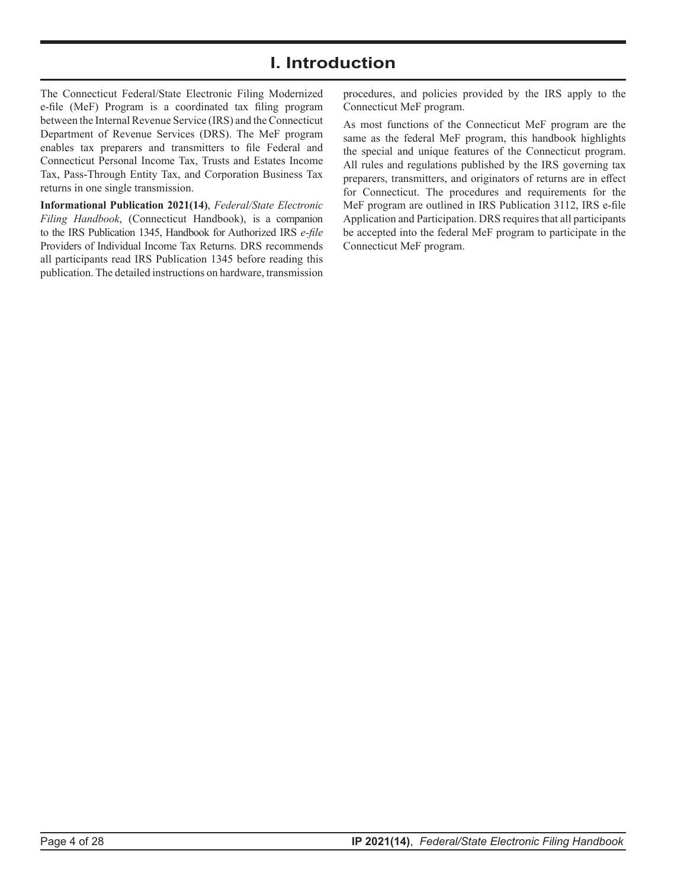# I. Introduction

The Connecticut Federal/State Electronic Filing Modernized e-file (MeF) Program is a coordinated tax filing program between the Internal Revenue Service (IRS) and the Connecticut Department of Revenue Services (DRS). The MeF program enables tax preparers and transmitters to file Federal and Connecticut Personal Income Tax, Trusts and Estates Income Tax, Pass-Through Entity Tax, and Corporation Business Tax returns in one single transmission.

**Informational Publication 2021(14)**, *Federal/State Electronic Filing Handbook*, (Connecticut Handbook), is a companion to the IRS Publication 1345, Handbook for Authorized IRS *e-file* Providers of Individual Income Tax Returns. DRS recommends all participants read IRS Publication 1345 before reading this publication. The detailed instructions on hardware, transmission procedures, and policies provided by the IRS apply to the Connecticut MeF program.

As most functions of the Connecticut MeF program are the same as the federal MeF program, this handbook highlights the special and unique features of the Connecticut program. All rules and regulations published by the IRS governing tax preparers, transmitters, and originators of returns are in effect for Connecticut. The procedures and requirements for the MeF program are outlined in IRS Publication 3112, IRS e-file Application and Participation. DRS requires that all participants be accepted into the federal MeF program to participate in the Connecticut MeF program.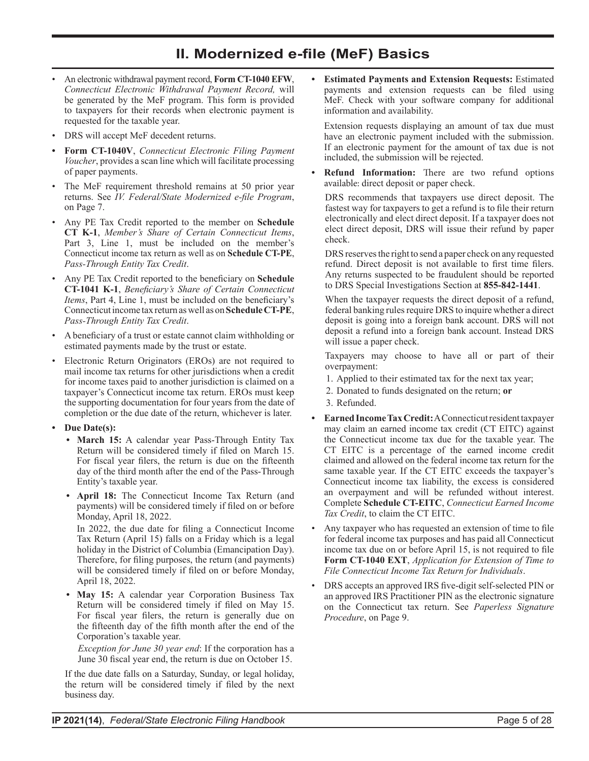## II. Modernized e-file (MeF) Basics

- An electronic withdrawal payment record, **Form CT-1040 EFW**, *Connecticut Electronic Withdrawal Payment Record,* will be generated by the MeF program. This form is provided to taxpayers for their records when electronic payment is requested for the taxable year.
- DRS will accept MeF decedent returns.
- **Form CT-1040V**, *Connecticut Electronic Filing Payment Voucher*, provides a scan line which will facilitate processing of paper payments.
- The MeF requirement threshold remains at 50 prior year returns. See *IV. Federal/State Modernized e-file Program*, on Page 7.
- Any PE Tax Credit reported to the member on **Schedule CT K-1**, *Member's Share of Certain Connecticut Items*, Part 3, Line 1, must be included on the member's Connecticut income tax return as well as on **Schedule CT-PE**, *Pass-Through Entity Tax Credit*.
- Any PE Tax Credit reported to the beneficiary on **Schedule CT-1041 K-1**, *Beneficiary's Share of Certain Connecticut Items*, Part 4, Line 1, must be included on the beneficiary's Connecticut income tax return as well as on **Schedule CT-PE**, *Pass-Through Entity Tax Credit*.
- A beneficiary of a trust or estate cannot claim withholding or estimated payments made by the trust or estate.
- Electronic Return Originators (EROs) are not required to mail income tax returns for other jurisdictions when a credit for income taxes paid to another jurisdiction is claimed on a taxpayer's Connecticut income tax return. EROs must keep the supporting documentation for four years from the date of completion or the due date of the return, whichever is later.
- **Due Date(s):**
  - **March 15:** A calendar year Pass-Through Entity Tax Return will be considered timely if filed on March 15. For fiscal year filers, the return is due on the fifteenth day of the third month after the end of the Pass-Through Entity's taxable year.
  - **April 18:** The Connecticut Income Tax Return (and payments) will be considered timely if filed on or before Monday, April 18, 2022.

    In 2022, the due date for filing a Connecticut Income Tax Return (April 15) falls on a Friday which is a legal holiday in the District of Columbia (Emancipation Day). Therefore, for filing purposes, the return (and payments) will be considered timely if filed on or before Monday, April 18, 2022.
  - **May 15:** A calendar year Corporation Business Tax Return will be considered timely if filed on May 15. For fiscal year filers, the return is generally due on the fifteenth day of the fifth month after the end of the Corporation's taxable year.

    *Exception for June 30 year end*: If the corporation has a June 30 fiscal year end, the return is due on October 15.

  If the due date falls on a Saturday, Sunday, or legal holiday, the return will be considered timely if filed by the next business day.

- **Estimated Payments and Extension Requests:** Estimated payments and extension requests can be filed using MeF. Check with your software company for additional information and availability.

  Extension requests displaying an amount of tax due must have an electronic payment included with the submission. If an electronic payment for the amount of tax due is not included, the submission will be rejected.
- **Refund Information:** There are two refund options available: direct deposit or paper check.

  DRS recommends that taxpayers use direct deposit. The fastest way for taxpayers to get a refund is to file their return electronically and elect direct deposit. If a taxpayer does not elect direct deposit, DRS will issue their refund by paper check.

  DRS reserves the right to send a paper check on any requested refund. Direct deposit is not available to first time filers. Any returns suspected to be fraudulent should be reported to DRS Special Investigations Section at **855-842-1441**.

  When the taxpayer requests the direct deposit of a refund, federal banking rules require DRS to inquire whether a direct deposit is going into a foreign bank account. DRS will not deposit a refund into a foreign bank account. Instead DRS will issue a paper check.

  Taxpayers may choose to have all or part of their overpayment:

  1. Applied to their estimated tax for the next tax year;
  2. Donated to funds designated on the return; **or**
  3. Refunded.
- **Earned Income Tax Credit:** A Connecticut resident taxpayer may claim an earned income tax credit (CT EITC) against the Connecticut income tax due for the taxable year. The CT EITC is a percentage of the earned income credit claimed and allowed on the federal income tax return for the same taxable year. If the CT EITC exceeds the taxpayer's Connecticut income tax liability, the excess is considered an overpayment and will be refunded without interest. Complete **Schedule CT-EITC**, *Connecticut Earned Income Tax Credit*, to claim the CT EITC.
- Any taxpayer who has requested an extension of time to file for federal income tax purposes and has paid all Connecticut income tax due on or before April 15, is not required to file **Form CT-1040 EXT**, *Application for Extension of Time to File Connecticut Income Tax Return for Individuals*.
- DRS accepts an approved IRS five-digit self-selected PIN or an approved IRS Practitioner PIN as the electronic signature on the Connecticut tax return. See *Paperless Signature Procedure*, on Page 9.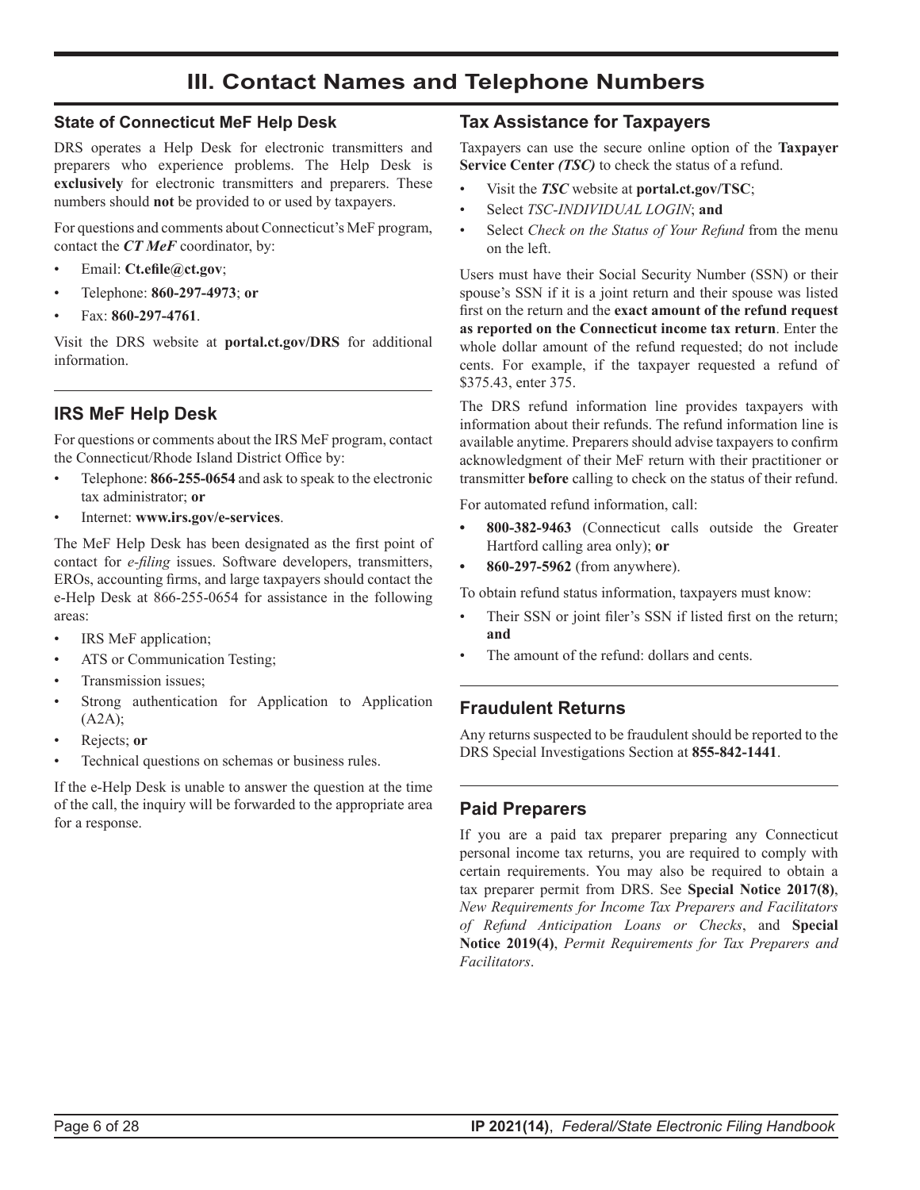# III. Contact Names and Telephone Numbers

### State of Connecticut MeF Help Desk

DRS operates a Help Desk for electronic transmitters and preparers who experience problems. The Help Desk is **exclusively** for electronic transmitters and preparers. These numbers should **not** be provided to or used by taxpayers.

For questions and comments about Connecticut's MeF program, contact the ***CT MeF*** coordinator, by:

- Email: **Ct.efile@ct.gov**;
- Telephone: **860-297-4973**; **or**
- Fax: **860-297-4761**.

Visit the DRS website at **portal.ct.gov/DRS** for additional information.

## IRS MeF Help Desk

For questions or comments about the IRS MeF program, contact the Connecticut/Rhode Island District Office by:

- Telephone: **866-255-0654** and ask to speak to the electronic tax administrator; **or**
- Internet: **www.irs.gov/e-services**.

The MeF Help Desk has been designated as the first point of contact for *e-filing* issues. Software developers, transmitters, EROs, accounting firms, and large taxpayers should contact the e-Help Desk at 866-255-0654 for assistance in the following areas:

- IRS MeF application;
- ATS or Communication Testing;
- Transmission issues;
- Strong authentication for Application to Application (A2A);
- Rejects; **or**
- Technical questions on schemas or business rules.

If the e-Help Desk is unable to answer the question at the time of the call, the inquiry will be forwarded to the appropriate area for a response.

## Tax Assistance for Taxpayers

Taxpayers can use the secure online option of the **Taxpayer Service Center *(TSC)*** to check the status of a refund.

- Visit the ***TSC*** website at **portal.ct.gov/TSC**;
- Select *TSC-INDIVIDUAL LOGIN*; **and**
- Select *Check on the Status of Your Refund* from the menu on the left.

Users must have their Social Security Number (SSN) or their spouse's SSN if it is a joint return and their spouse was listed first on the return and the **exact amount of the refund request as reported on the Connecticut income tax return**. Enter the whole dollar amount of the refund requested; do not include cents. For example, if the taxpayer requested a refund of $375.43, enter 375.

The DRS refund information line provides taxpayers with information about their refunds. The refund information line is available anytime. Preparers should advise taxpayers to confirm acknowledgment of their MeF return with their practitioner or transmitter **before** calling to check on the status of their refund.

For automated refund information, call:

- **800-382-9463** (Connecticut calls outside the Greater Hartford calling area only); **or**
- **860-297-5962** (from anywhere).

To obtain refund status information, taxpayers must know:

- Their SSN or joint filer's SSN if listed first on the return; **and**
- The amount of the refund: dollars and cents.

## Fraudulent Returns

Any returns suspected to be fraudulent should be reported to the DRS Special Investigations Section at **855-842-1441**.

## Paid Preparers

If you are a paid tax preparer preparing any Connecticut personal income tax returns, you are required to comply with certain requirements. You may also be required to obtain a tax preparer permit from DRS. See **Special Notice 2017(8)**, *New Requirements for Income Tax Preparers and Facilitators of Refund Anticipation Loans or Checks*, and **Special Notice 2019(4)**, *Permit Requirements for Tax Preparers and Facilitators*.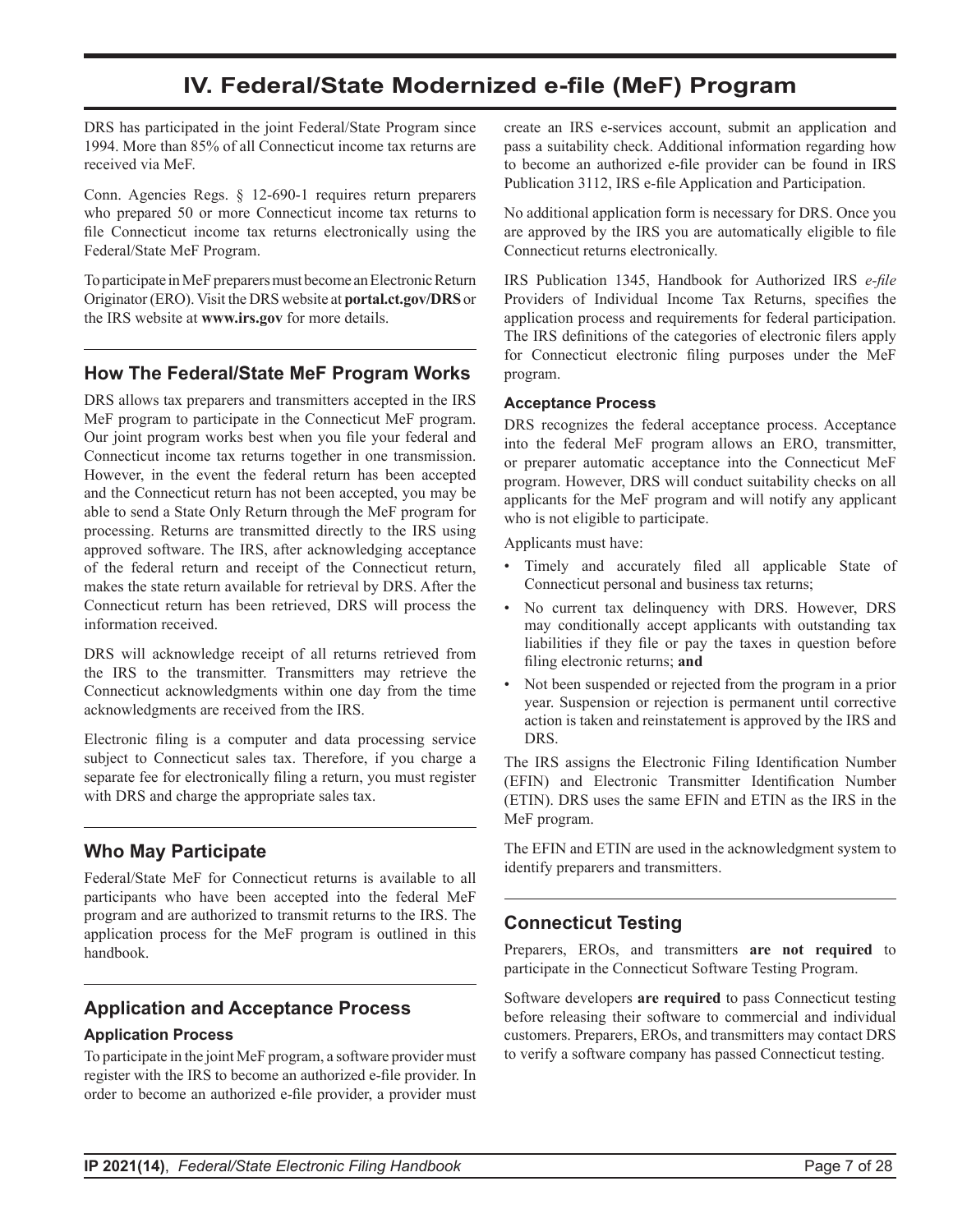# IV. Federal/State Modernized e-file (MeF) Program

DRS has participated in the joint Federal/State Program since 1994. More than 85% of all Connecticut income tax returns are received via MeF.

Conn. Agencies Regs. § 12-690-1 requires return preparers who prepared 50 or more Connecticut income tax returns to file Connecticut income tax returns electronically using the Federal/State MeF Program.

To participate in MeF preparers must become an Electronic Return Originator (ERO). Visit the DRS website at **portal.ct.gov/DRS** or the IRS website at **www.irs.gov** for more details.

## How The Federal/State MeF Program Works

DRS allows tax preparers and transmitters accepted in the IRS MeF program to participate in the Connecticut MeF program. Our joint program works best when you file your federal and Connecticut income tax returns together in one transmission. However, in the event the federal return has been accepted and the Connecticut return has not been accepted, you may be able to send a State Only Return through the MeF program for processing. Returns are transmitted directly to the IRS using approved software. The IRS, after acknowledging acceptance of the federal return and receipt of the Connecticut return, makes the state return available for retrieval by DRS. After the Connecticut return has been retrieved, DRS will process the information received.

DRS will acknowledge receipt of all returns retrieved from the IRS to the transmitter. Transmitters may retrieve the Connecticut acknowledgments within one day from the time acknowledgments are received from the IRS.

Electronic filing is a computer and data processing service subject to Connecticut sales tax. Therefore, if you charge a separate fee for electronically filing a return, you must register with DRS and charge the appropriate sales tax.

## Who May Participate

Federal/State MeF for Connecticut returns is available to all participants who have been accepted into the federal MeF program and are authorized to transmit returns to the IRS. The application process for the MeF program is outlined in this handbook.

## Application and Acceptance Process

### Application Process

To participate in the joint MeF program, a software provider must register with the IRS to become an authorized e-file provider. In order to become an authorized e-file provider, a provider must create an IRS e-services account, submit an application and pass a suitability check. Additional information regarding how to become an authorized e-file provider can be found in IRS Publication 3112, IRS e-file Application and Participation.

No additional application form is necessary for DRS. Once you are approved by the IRS you are automatically eligible to file Connecticut returns electronically.

IRS Publication 1345, Handbook for Authorized IRS *e-file* Providers of Individual Income Tax Returns, specifies the application process and requirements for federal participation. The IRS definitions of the categories of electronic filers apply for Connecticut electronic filing purposes under the MeF program.

### Acceptance Process

DRS recognizes the federal acceptance process. Acceptance into the federal MeF program allows an ERO, transmitter, or preparer automatic acceptance into the Connecticut MeF program. However, DRS will conduct suitability checks on all applicants for the MeF program and will notify any applicant who is not eligible to participate.

Applicants must have:

- Timely and accurately filed all applicable State of Connecticut personal and business tax returns;
- No current tax delinquency with DRS. However, DRS may conditionally accept applicants with outstanding tax liabilities if they file or pay the taxes in question before filing electronic returns; **and**
- Not been suspended or rejected from the program in a prior year. Suspension or rejection is permanent until corrective action is taken and reinstatement is approved by the IRS and DRS.

The IRS assigns the Electronic Filing Identification Number (EFIN) and Electronic Transmitter Identification Number (ETIN). DRS uses the same EFIN and ETIN as the IRS in the MeF program.

The EFIN and ETIN are used in the acknowledgment system to identify preparers and transmitters.

## Connecticut Testing

Preparers, EROs, and transmitters **are not required** to participate in the Connecticut Software Testing Program.

Software developers **are required** to pass Connecticut testing before releasing their software to commercial and individual customers. Preparers, EROs, and transmitters may contact DRS to verify a software company has passed Connecticut testing.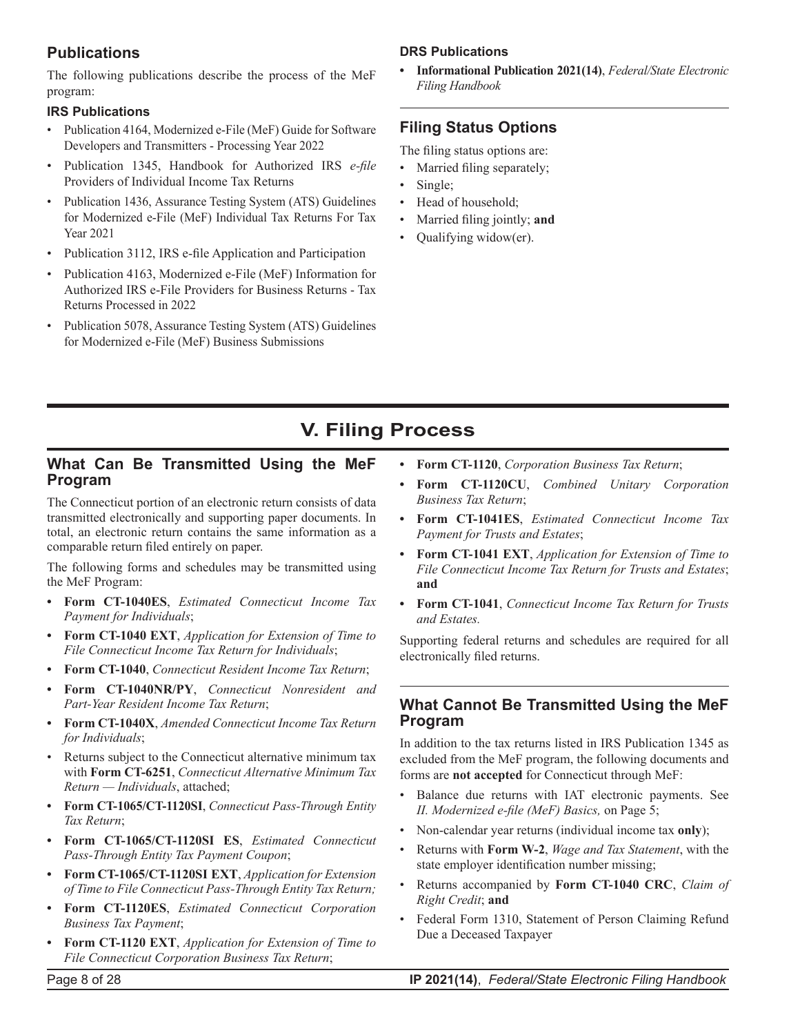## Publications

The following publications describe the process of the MeF program:

### IRS Publications

- Publication 4164, Modernized e-File (MeF) Guide for Software Developers and Transmitters - Processing Year 2022
- Publication 1345, Handbook for Authorized IRS *e-file* Providers of Individual Income Tax Returns
- Publication 1436, Assurance Testing System (ATS) Guidelines for Modernized e-File (MeF) Individual Tax Returns For Tax Year 2021
- Publication 3112, IRS e-file Application and Participation
- Publication 4163, Modernized e-File (MeF) Information for Authorized IRS e-File Providers for Business Returns - Tax Returns Processed in 2022
- Publication 5078, Assurance Testing System (ATS) Guidelines for Modernized e-File (MeF) Business Submissions

### DRS Publications

- **Informational Publication 2021(14)**, *Federal/State Electronic Filing Handbook*

## Filing Status Options

The filing status options are:

- Married filing separately;
- Single;
- Head of household;
- Married filing jointly; **and**
- Qualifying widow(er).

# V. Filing Process

## What Can Be Transmitted Using the MeF Program

The Connecticut portion of an electronic return consists of data transmitted electronically and supporting paper documents. In total, an electronic return contains the same information as a comparable return filed entirely on paper.

The following forms and schedules may be transmitted using the MeF Program:

- **Form CT-1040ES**, *Estimated Connecticut Income Tax Payment for Individuals*;
- **Form CT-1040 EXT**, *Application for Extension of Time to File Connecticut Income Tax Return for Individuals*;
- **Form CT-1040**, *Connecticut Resident Income Tax Return*;
- **Form CT-1040NR/PY**, *Connecticut Nonresident and Part-Year Resident Income Tax Return*;
- **Form CT-1040X**, *Amended Connecticut Income Tax Return for Individuals*;
- Returns subject to the Connecticut alternative minimum tax with **Form CT-6251**, *Connecticut Alternative Minimum Tax Return — Individuals*, attached;
- **Form CT-1065/CT-1120SI**, *Connecticut Pass-Through Entity Tax Return*;
- **Form CT-1065/CT-1120SI ES**, *Estimated Connecticut Pass-Through Entity Tax Payment Coupon*;
- **Form CT-1065/CT-1120SI EXT**, *Application for Extension of Time to File Connecticut Pass-Through Entity Tax Return;*
- **Form CT-1120ES**, *Estimated Connecticut Corporation Business Tax Payment*;
- **Form CT-1120 EXT**, *Application for Extension of Time to File Connecticut Corporation Business Tax Return*;
- **Form CT-1120**, *Corporation Business Tax Return*;
- **Form CT-1120CU**, *Combined Unitary Corporation Business Tax Return*;
- **Form CT-1041ES**, *Estimated Connecticut Income Tax Payment for Trusts and Estates*;
- **Form CT-1041 EXT**, *Application for Extension of Time to File Connecticut Income Tax Return for Trusts and Estates*; **and**
- **Form CT-1041**, *Connecticut Income Tax Return for Trusts and Estates.*

Supporting federal returns and schedules are required for all electronically filed returns.

## What Cannot Be Transmitted Using the MeF Program

In addition to the tax returns listed in IRS Publication 1345 as excluded from the MeF program, the following documents and forms are **not accepted** for Connecticut through MeF:

- Balance due returns with IAT electronic payments. See *II. Modernized e-file (MeF) Basics,* on Page 5;
- Non-calendar year returns (individual income tax **only**);
- Returns with **Form W-2**, *Wage and Tax Statement*, with the state employer identification number missing;
- Returns accompanied by **Form CT-1040 CRC**, *Claim of Right Credit*; **and**
- Federal Form 1310, Statement of Person Claiming Refund Due a Deceased Taxpayer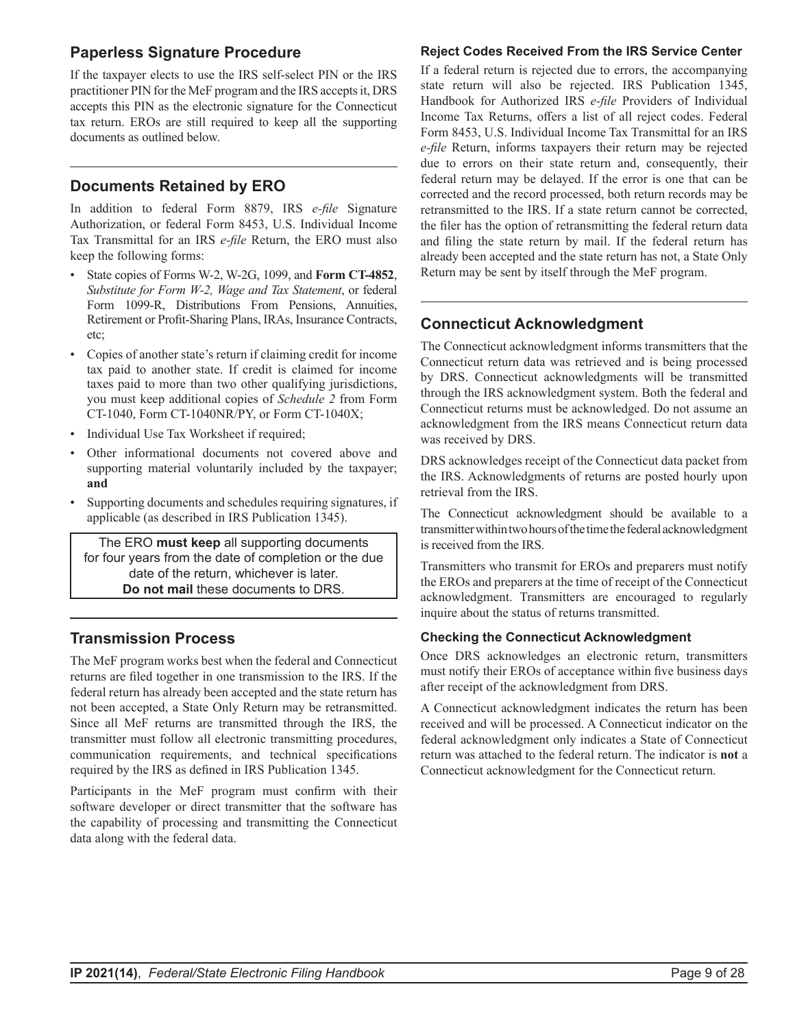## Paperless Signature Procedure

If the taxpayer elects to use the IRS self-select PIN or the IRS practitioner PIN for the MeF program and the IRS accepts it, DRS accepts this PIN as the electronic signature for the Connecticut tax return. EROs are still required to keep all the supporting documents as outlined below.

## Documents Retained by ERO

In addition to federal Form 8879, IRS *e-file* Signature Authorization, or federal Form 8453, U.S. Individual Income Tax Transmittal for an IRS *e-file* Return, the ERO must also keep the following forms:

- State copies of Forms W-2, W-2G, 1099, and **Form CT-4852**, *Substitute for Form W-2, Wage and Tax Statement*, or federal Form 1099-R, Distributions From Pensions, Annuities, Retirement or Profit-Sharing Plans, IRAs, Insurance Contracts, etc;
- Copies of another state's return if claiming credit for income tax paid to another state. If credit is claimed for income taxes paid to more than two other qualifying jurisdictions, you must keep additional copies of *Schedule 2* from Form CT-1040, Form CT-1040NR/PY, or Form CT-1040X;
- Individual Use Tax Worksheet if required;
- Other informational documents not covered above and supporting material voluntarily included by the taxpayer; **and**
- Supporting documents and schedules requiring signatures, if applicable (as described in IRS Publication 1345).

The ERO **must keep** all supporting documents for four years from the date of completion or the due date of the return, whichever is later. **Do not mail** these documents to DRS.

## Transmission Process

The MeF program works best when the federal and Connecticut returns are filed together in one transmission to the IRS. If the federal return has already been accepted and the state return has not been accepted, a State Only Return may be retransmitted. Since all MeF returns are transmitted through the IRS, the transmitter must follow all electronic transmitting procedures, communication requirements, and technical specifications required by the IRS as defined in IRS Publication 1345.

Participants in the MeF program must confirm with their software developer or direct transmitter that the software has the capability of processing and transmitting the Connecticut data along with the federal data.

### Reject Codes Received From the IRS Service Center

If a federal return is rejected due to errors, the accompanying state return will also be rejected. IRS Publication 1345, Handbook for Authorized IRS *e-file* Providers of Individual Income Tax Returns, offers a list of all reject codes. Federal Form 8453, U.S. Individual Income Tax Transmittal for an IRS *e-file* Return, informs taxpayers their return may be rejected due to errors on their state return and, consequently, their federal return may be delayed. If the error is one that can be corrected and the record processed, both return records may be retransmitted to the IRS. If a state return cannot be corrected, the filer has the option of retransmitting the federal return data and filing the state return by mail. If the federal return has already been accepted and the state return has not, a State Only Return may be sent by itself through the MeF program.

## Connecticut Acknowledgment

The Connecticut acknowledgment informs transmitters that the Connecticut return data was retrieved and is being processed by DRS. Connecticut acknowledgments will be transmitted through the IRS acknowledgment system. Both the federal and Connecticut returns must be acknowledged. Do not assume an acknowledgment from the IRS means Connecticut return data was received by DRS.

DRS acknowledges receipt of the Connecticut data packet from the IRS. Acknowledgments of returns are posted hourly upon retrieval from the IRS.

The Connecticut acknowledgment should be available to a transmitter within two hours of the time the federal acknowledgment is received from the IRS.

Transmitters who transmit for EROs and preparers must notify the EROs and preparers at the time of receipt of the Connecticut acknowledgment. Transmitters are encouraged to regularly inquire about the status of returns transmitted.

### Checking the Connecticut Acknowledgment

Once DRS acknowledges an electronic return, transmitters must notify their EROs of acceptance within five business days after receipt of the acknowledgment from DRS.

A Connecticut acknowledgment indicates the return has been received and will be processed. A Connecticut indicator on the federal acknowledgment only indicates a State of Connecticut return was attached to the federal return. The indicator is **not** a Connecticut acknowledgment for the Connecticut return.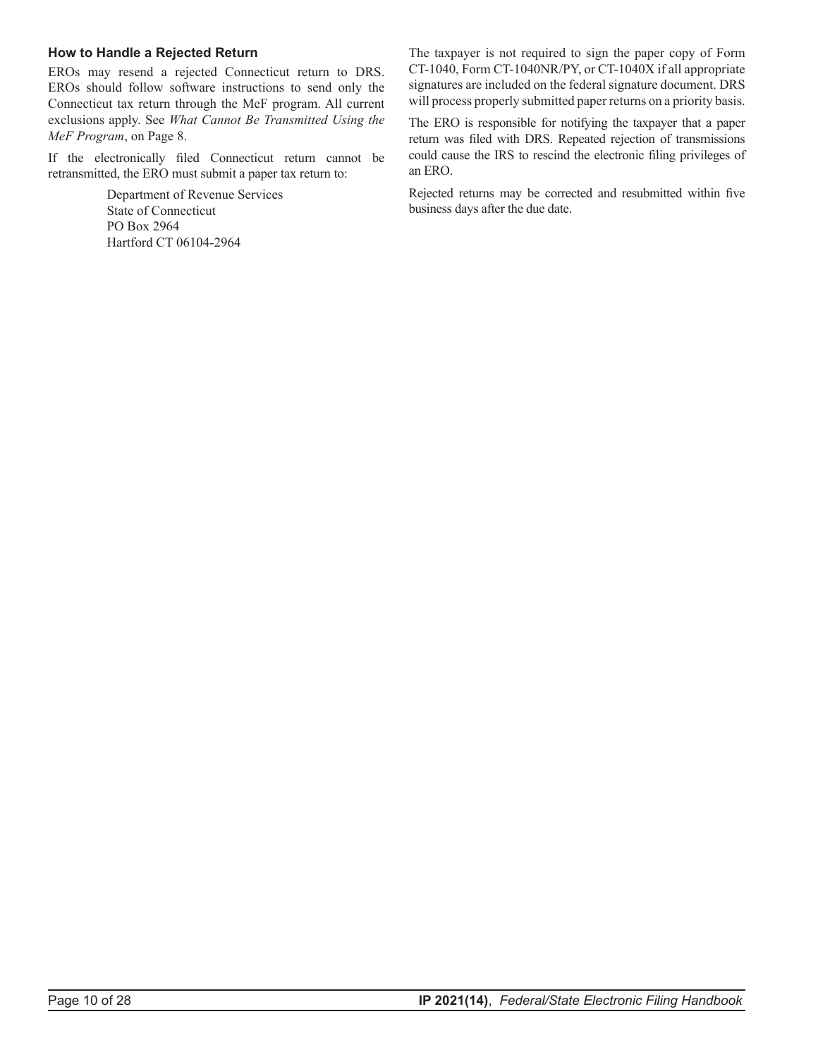### How to Handle a Rejected Return

EROs may resend a rejected Connecticut return to DRS. EROs should follow software instructions to send only the Connecticut tax return through the MeF program. All current exclusions apply. See *What Cannot Be Transmitted Using the MeF Program*, on Page 8.

If the electronically filed Connecticut return cannot be retransmitted, the ERO must submit a paper tax return to:

Department of Revenue Services
State of Connecticut
PO Box 2964
Hartford CT 06104-2964

The taxpayer is not required to sign the paper copy of Form CT-1040, Form CT-1040NR/PY, or CT-1040X if all appropriate signatures are included on the federal signature document. DRS will process properly submitted paper returns on a priority basis.

The ERO is responsible for notifying the taxpayer that a paper return was filed with DRS. Repeated rejection of transmissions could cause the IRS to rescind the electronic filing privileges of an ERO.

Rejected returns may be corrected and resubmitted within five business days after the due date.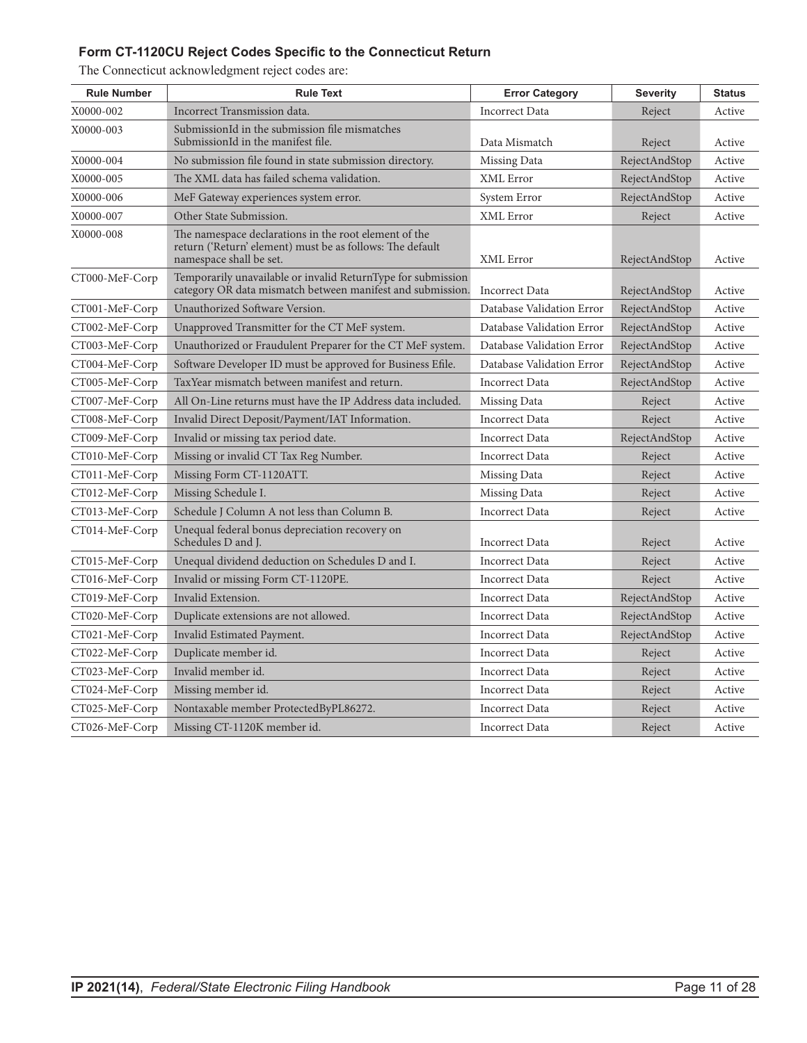### Form CT-1120CU Reject Codes Specific to the Connecticut Return

The Connecticut acknowledgment reject codes are:

| Rule Number | Rule Text | Error Category | Severity | Status |
|---|---|---|---|---|
| X0000-002 | Incorrect Transmission data. | Incorrect Data | Reject | Active |
| X0000-003 | SubmissionId in the submission file mismatches SubmissionId in the manifest file. | Data Mismatch | Reject | Active |
| X0000-004 | No submission file found in state submission directory. | Missing Data | RejectAndStop | Active |
| X0000-005 | The XML data has failed schema validation. | XML Error | RejectAndStop | Active |
| X0000-006 | MeF Gateway experiences system error. | System Error | RejectAndStop | Active |
| X0000-007 | Other State Submission. | XML Error | Reject | Active |
| X0000-008 | The namespace declarations in the root element of the return ('Return' element) must be as follows: The default namespace shall be set. | XML Error | RejectAndStop | Active |
| CT000-MeF-Corp | Temporarily unavailable or invalid ReturnType for submission category OR data mismatch between manifest and submission. | Incorrect Data | RejectAndStop | Active |
| CT001-MeF-Corp | Unauthorized Software Version. | Database Validation Error | RejectAndStop | Active |
| CT002-MeF-Corp | Unapproved Transmitter for the CT MeF system. | Database Validation Error | RejectAndStop | Active |
| CT003-MeF-Corp | Unauthorized or Fraudulent Preparer for the CT MeF system. | Database Validation Error | RejectAndStop | Active |
| CT004-MeF-Corp | Software Developer ID must be approved for Business Efile. | Database Validation Error | RejectAndStop | Active |
| CT005-MeF-Corp | TaxYear mismatch between manifest and return. | Incorrect Data | RejectAndStop | Active |
| CT007-MeF-Corp | All On-Line returns must have the IP Address data included. | Missing Data | Reject | Active |
| CT008-MeF-Corp | Invalid Direct Deposit/Payment/IAT Information. | Incorrect Data | Reject | Active |
| CT009-MeF-Corp | Invalid or missing tax period date. | Incorrect Data | RejectAndStop | Active |
| CT010-MeF-Corp | Missing or invalid CT Tax Reg Number. | Incorrect Data | Reject | Active |
| CT011-MeF-Corp | Missing Form CT-1120ATT. | Missing Data | Reject | Active |
| CT012-MeF-Corp | Missing Schedule I. | Missing Data | Reject | Active |
| CT013-MeF-Corp | Schedule J Column A not less than Column B. | Incorrect Data | Reject | Active |
| CT014-MeF-Corp | Unequal federal bonus depreciation recovery on Schedules D and J. | Incorrect Data | Reject | Active |
| CT015-MeF-Corp | Unequal dividend deduction on Schedules D and I. | Incorrect Data | Reject | Active |
| CT016-MeF-Corp | Invalid or missing Form CT-1120PE. | Incorrect Data | Reject | Active |
| CT019-MeF-Corp | Invalid Extension. | Incorrect Data | RejectAndStop | Active |
| CT020-MeF-Corp | Duplicate extensions are not allowed. | Incorrect Data | RejectAndStop | Active |
| CT021-MeF-Corp | Invalid Estimated Payment. | Incorrect Data | RejectAndStop | Active |
| CT022-MeF-Corp | Duplicate member id. | Incorrect Data | Reject | Active |
| CT023-MeF-Corp | Invalid member id. | Incorrect Data | Reject | Active |
| CT024-MeF-Corp | Missing member id. | Incorrect Data | Reject | Active |
| CT025-MeF-Corp | Nontaxable member ProtectedByPL86272. | Incorrect Data | Reject | Active |
| CT026-MeF-Corp | Missing CT-1120K member id. | Incorrect Data | Reject | Active |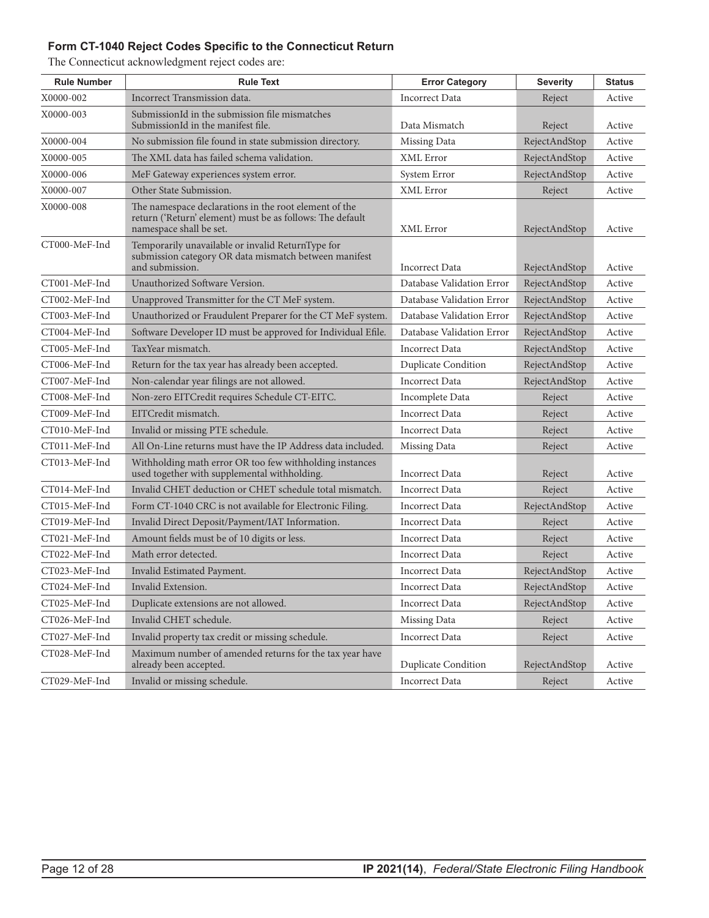### Form CT-1040 Reject Codes Specific to the Connecticut Return

The Connecticut acknowledgment reject codes are:

| Rule Number | Rule Text | Error Category | Severity | Status |
|---|---|---|---|---|
| X0000-002 | Incorrect Transmission data. | Incorrect Data | Reject | Active |
| X0000-003 | SubmissionId in the submission file mismatches SubmissionId in the manifest file. | Data Mismatch | Reject | Active |
| X0000-004 | No submission file found in state submission directory. | Missing Data | RejectAndStop | Active |
| X0000-005 | The XML data has failed schema validation. | XML Error | RejectAndStop | Active |
| X0000-006 | MeF Gateway experiences system error. | System Error | RejectAndStop | Active |
| X0000-007 | Other State Submission. | XML Error | Reject | Active |
| X0000-008 | The namespace declarations in the root element of the return ('Return' element) must be as follows: The default namespace shall be set. | XML Error | RejectAndStop | Active |
| CT000-MeF-Ind | Temporarily unavailable or invalid ReturnType for submission category OR data mismatch between manifest and submission. | Incorrect Data | RejectAndStop | Active |
| CT001-MeF-Ind | Unauthorized Software Version. | Database Validation Error | RejectAndStop | Active |
| CT002-MeF-Ind | Unapproved Transmitter for the CT MeF system. | Database Validation Error | RejectAndStop | Active |
| CT003-MeF-Ind | Unauthorized or Fraudulent Preparer for the CT MeF system. | Database Validation Error | RejectAndStop | Active |
| CT004-MeF-Ind | Software Developer ID must be approved for Individual Efile. | Database Validation Error | RejectAndStop | Active |
| CT005-MeF-Ind | TaxYear mismatch. | Incorrect Data | RejectAndStop | Active |
| CT006-MeF-Ind | Return for the tax year has already been accepted. | Duplicate Condition | RejectAndStop | Active |
| CT007-MeF-Ind | Non-calendar year filings are not allowed. | Incorrect Data | RejectAndStop | Active |
| CT008-MeF-Ind | Non-zero EITCredit requires Schedule CT-EITC. | Incomplete Data | Reject | Active |
| CT009-MeF-Ind | EITCredit mismatch. | Incorrect Data | Reject | Active |
| CT010-MeF-Ind | Invalid or missing PTE schedule. | Incorrect Data | Reject | Active |
| CT011-MeF-Ind | All On-Line returns must have the IP Address data included. | Missing Data | Reject | Active |
| CT013-MeF-Ind | Withholding math error OR too few withholding instances used together with supplemental withholding. | Incorrect Data | Reject | Active |
| CT014-MeF-Ind | Invalid CHET deduction or CHET schedule total mismatch. | Incorrect Data | Reject | Active |
| CT015-MeF-Ind | Form CT-1040 CRC is not available for Electronic Filing. | Incorrect Data | RejectAndStop | Active |
| CT019-MeF-Ind | Invalid Direct Deposit/Payment/IAT Information. | Incorrect Data | Reject | Active |
| CT021-MeF-Ind | Amount fields must be of 10 digits or less. | Incorrect Data | Reject | Active |
| CT022-MeF-Ind | Math error detected. | Incorrect Data | Reject | Active |
| CT023-MeF-Ind | Invalid Estimated Payment. | Incorrect Data | RejectAndStop | Active |
| CT024-MeF-Ind | Invalid Extension. | Incorrect Data | RejectAndStop | Active |
| CT025-MeF-Ind | Duplicate extensions are not allowed. | Incorrect Data | RejectAndStop | Active |
| CT026-MeF-Ind | Invalid CHET schedule. | Missing Data | Reject | Active |
| CT027-MeF-Ind | Invalid property tax credit or missing schedule. | Incorrect Data | Reject | Active |
| CT028-MeF-Ind | Maximum number of amended returns for the tax year have already been accepted. | Duplicate Condition | RejectAndStop | Active |
| CT029-MeF-Ind | Invalid or missing schedule. | Incorrect Data | Reject | Active |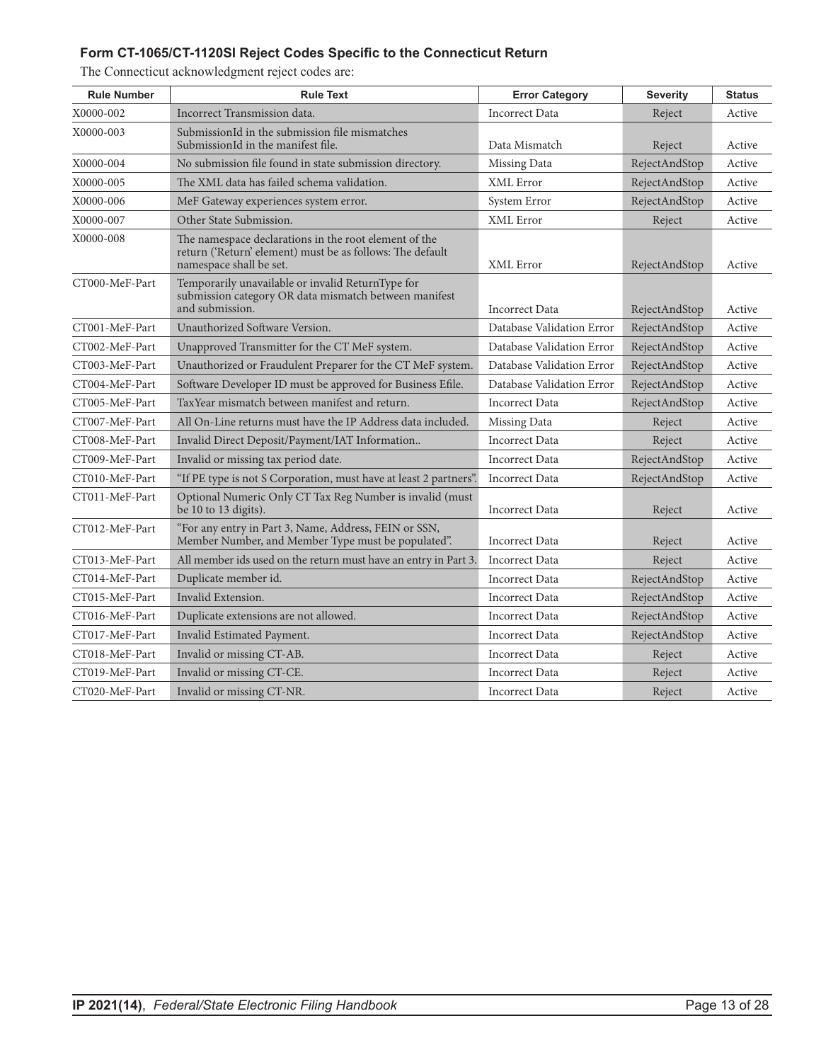### Form CT-1065/CT-1120SI Reject Codes Specific to the Connecticut Return

The Connecticut acknowledgment reject codes are:

| Rule Number | Rule Text | Error Category | Severity | Status |
|---|---|---|---|---|
| X0000-002 | Incorrect Transmission data. | Incorrect Data | Reject | Active |
| X0000-003 | SubmissionId in the submission file mismatches SubmissionId in the manifest file. | Data Mismatch | Reject | Active |
| X0000-004 | No submission file found in state submission directory. | Missing Data | RejectAndStop | Active |
| X0000-005 | The XML data has failed schema validation. | XML Error | RejectAndStop | Active |
| X0000-006 | MeF Gateway experiences system error. | System Error | RejectAndStop | Active |
| X0000-007 | Other State Submission. | XML Error | Reject | Active |
| X0000-008 | The namespace declarations in the root element of the return ('Return' element) must be as follows: The default namespace shall be set. | XML Error | RejectAndStop | Active |
| CT000-MeF-Part | Temporarily unavailable or invalid ReturnType for submission category OR data mismatch between manifest and submission. | Incorrect Data | RejectAndStop | Active |
| CT001-MeF-Part | Unauthorized Software Version. | Database Validation Error | RejectAndStop | Active |
| CT002-MeF-Part | Unapproved Transmitter for the CT MeF system. | Database Validation Error | RejectAndStop | Active |
| CT003-MeF-Part | Unauthorized or Fraudulent Preparer for the CT MeF system. | Database Validation Error | RejectAndStop | Active |
| CT004-MeF-Part | Software Developer ID must be approved for Business Efile. | Database Validation Error | RejectAndStop | Active |
| CT005-MeF-Part | TaxYear mismatch between manifest and return. | Incorrect Data | RejectAndStop | Active |
| CT007-MeF-Part | All On-Line returns must have the IP Address data included. | Missing Data | Reject | Active |
| CT008-MeF-Part | Invalid Direct Deposit/Payment/IAT Information.. | Incorrect Data | Reject | Active |
| CT009-MeF-Part | Invalid or missing tax period date. | Incorrect Data | RejectAndStop | Active |
| CT010-MeF-Part | "If PE type is not S Corporation, must have at least 2 partners". | Incorrect Data | RejectAndStop | Active |
| CT011-MeF-Part | Optional Numeric Only CT Tax Reg Number is invalid (must be 10 to 13 digits). | Incorrect Data | Reject | Active |
| CT012-MeF-Part | "For any entry in Part 3, Name, Address, FEIN or SSN, Member Number, and Member Type must be populated". | Incorrect Data | Reject | Active |
| CT013-MeF-Part | All member ids used on the return must have an entry in Part 3. | Incorrect Data | Reject | Active |
| CT014-MeF-Part | Duplicate member id. | Incorrect Data | RejectAndStop | Active |
| CT015-MeF-Part | Invalid Extension. | Incorrect Data | RejectAndStop | Active |
| CT016-MeF-Part | Duplicate extensions are not allowed. | Incorrect Data | RejectAndStop | Active |
| CT017-MeF-Part | Invalid Estimated Payment. | Incorrect Data | RejectAndStop | Active |
| CT018-MeF-Part | Invalid or missing CT-AB. | Incorrect Data | Reject | Active |
| CT019-MeF-Part | Invalid or missing CT-CE. | Incorrect Data | Reject | Active |
| CT020-MeF-Part | Invalid or missing CT-NR. | Incorrect Data | Reject | Active |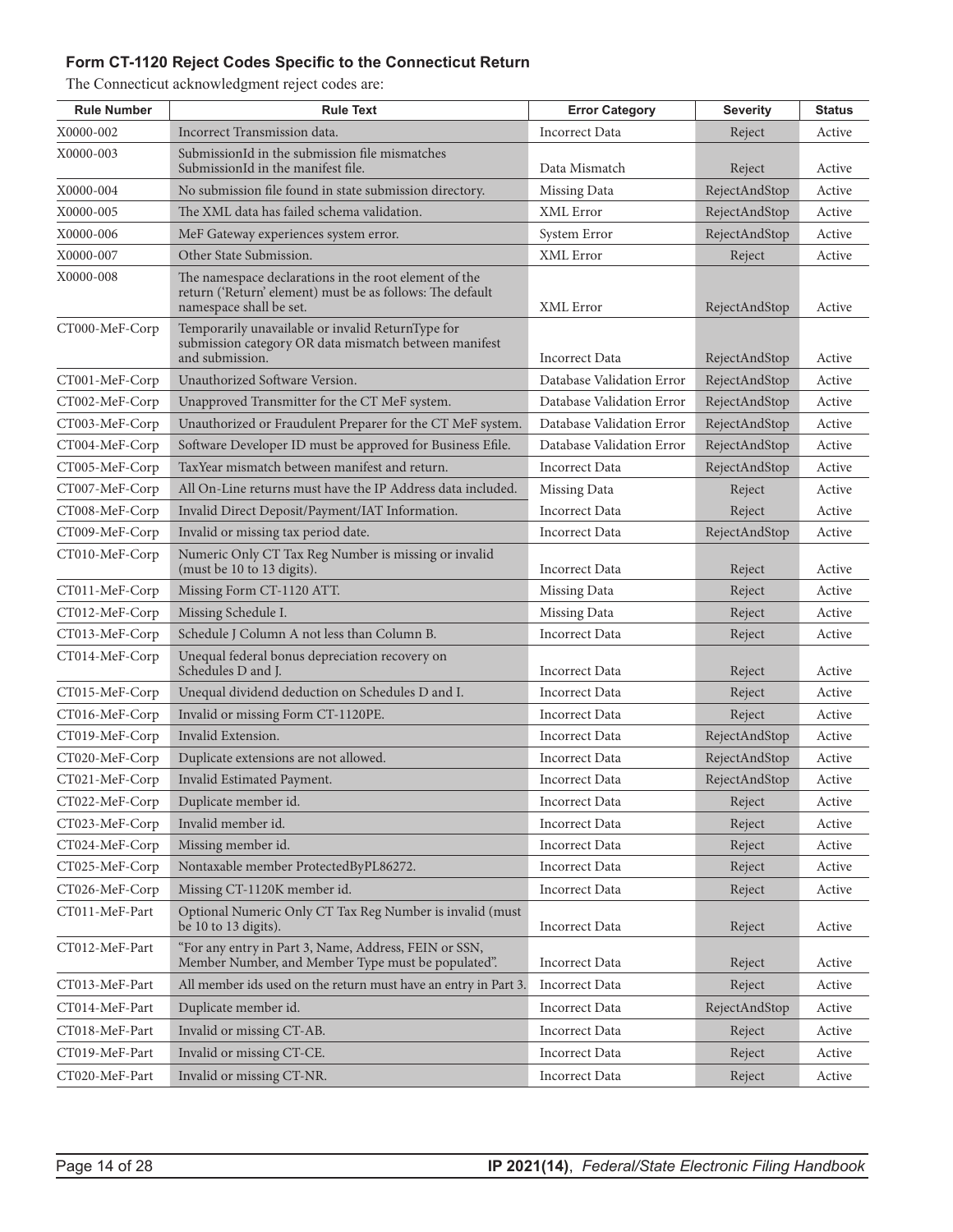### Form CT-1120 Reject Codes Specific to the Connecticut Return

The Connecticut acknowledgment reject codes are:

| Rule Number | Rule Text | Error Category | Severity | Status |
|---|---|---|---|---|
| X0000-002 | Incorrect Transmission data. | Incorrect Data | Reject | Active |
| X0000-003 | SubmissionId in the submission file mismatches SubmissionId in the manifest file. | Data Mismatch | Reject | Active |
| X0000-004 | No submission file found in state submission directory. | Missing Data | RejectAndStop | Active |
| X0000-005 | The XML data has failed schema validation. | XML Error | RejectAndStop | Active |
| X0000-006 | MeF Gateway experiences system error. | System Error | RejectAndStop | Active |
| X0000-007 | Other State Submission. | XML Error | Reject | Active |
| X0000-008 | The namespace declarations in the root element of the return ('Return' element) must be as follows: The default namespace shall be set. | XML Error | RejectAndStop | Active |
| CT000-MeF-Corp | Temporarily unavailable or invalid ReturnType for submission category OR data mismatch between manifest and submission. | Incorrect Data | RejectAndStop | Active |
| CT001-MeF-Corp | Unauthorized Software Version. | Database Validation Error | RejectAndStop | Active |
| CT002-MeF-Corp | Unapproved Transmitter for the CT MeF system. | Database Validation Error | RejectAndStop | Active |
| CT003-MeF-Corp | Unauthorized or Fraudulent Preparer for the CT MeF system. | Database Validation Error | RejectAndStop | Active |
| CT004-MeF-Corp | Software Developer ID must be approved for Business Efile. | Database Validation Error | RejectAndStop | Active |
| CT005-MeF-Corp | TaxYear mismatch between manifest and return. | Incorrect Data | RejectAndStop | Active |
| CT007-MeF-Corp | All On-Line returns must have the IP Address data included. | Missing Data | Reject | Active |
| CT008-MeF-Corp | Invalid Direct Deposit/Payment/IAT Information. | Incorrect Data | Reject | Active |
| CT009-MeF-Corp | Invalid or missing tax period date. | Incorrect Data | RejectAndStop | Active |
| CT010-MeF-Corp | Numeric Only CT Tax Reg Number is missing or invalid (must be 10 to 13 digits). | Incorrect Data | Reject | Active |
| CT011-MeF-Corp | Missing Form CT-1120 ATT. | Missing Data | Reject | Active |
| CT012-MeF-Corp | Missing Schedule I. | Missing Data | Reject | Active |
| CT013-MeF-Corp | Schedule J Column A not less than Column B. | Incorrect Data | Reject | Active |
| CT014-MeF-Corp | Unequal federal bonus depreciation recovery on Schedules D and J. | Incorrect Data | Reject | Active |
| CT015-MeF-Corp | Unequal dividend deduction on Schedules D and I. | Incorrect Data | Reject | Active |
| CT016-MeF-Corp | Invalid or missing Form CT-1120PE. | Incorrect Data | Reject | Active |
| CT019-MeF-Corp | Invalid Extension. | Incorrect Data | RejectAndStop | Active |
| CT020-MeF-Corp | Duplicate extensions are not allowed. | Incorrect Data | RejectAndStop | Active |
| CT021-MeF-Corp | Invalid Estimated Payment. | Incorrect Data | RejectAndStop | Active |
| CT022-MeF-Corp | Duplicate member id. | Incorrect Data | Reject | Active |
| CT023-MeF-Corp | Invalid member id. | Incorrect Data | Reject | Active |
| CT024-MeF-Corp | Missing member id. | Incorrect Data | Reject | Active |
| CT025-MeF-Corp | Nontaxable member ProtectedByPL86272. | Incorrect Data | Reject | Active |
| CT026-MeF-Corp | Missing CT-1120K member id. | Incorrect Data | Reject | Active |
| CT011-MeF-Part | Optional Numeric Only CT Tax Reg Number is invalid (must be 10 to 13 digits). | Incorrect Data | Reject | Active |
| CT012-MeF-Part | "For any entry in Part 3, Name, Address, FEIN or SSN, Member Number, and Member Type must be populated". | Incorrect Data | Reject | Active |
| CT013-MeF-Part | All member ids used on the return must have an entry in Part 3. | Incorrect Data | Reject | Active |
| CT014-MeF-Part | Duplicate member id. | Incorrect Data | RejectAndStop | Active |
| CT018-MeF-Part | Invalid or missing CT-AB. | Incorrect Data | Reject | Active |
| CT019-MeF-Part | Invalid or missing CT-CE. | Incorrect Data | Reject | Active |
| CT020-MeF-Part | Invalid or missing CT-NR. | Incorrect Data | Reject | Active |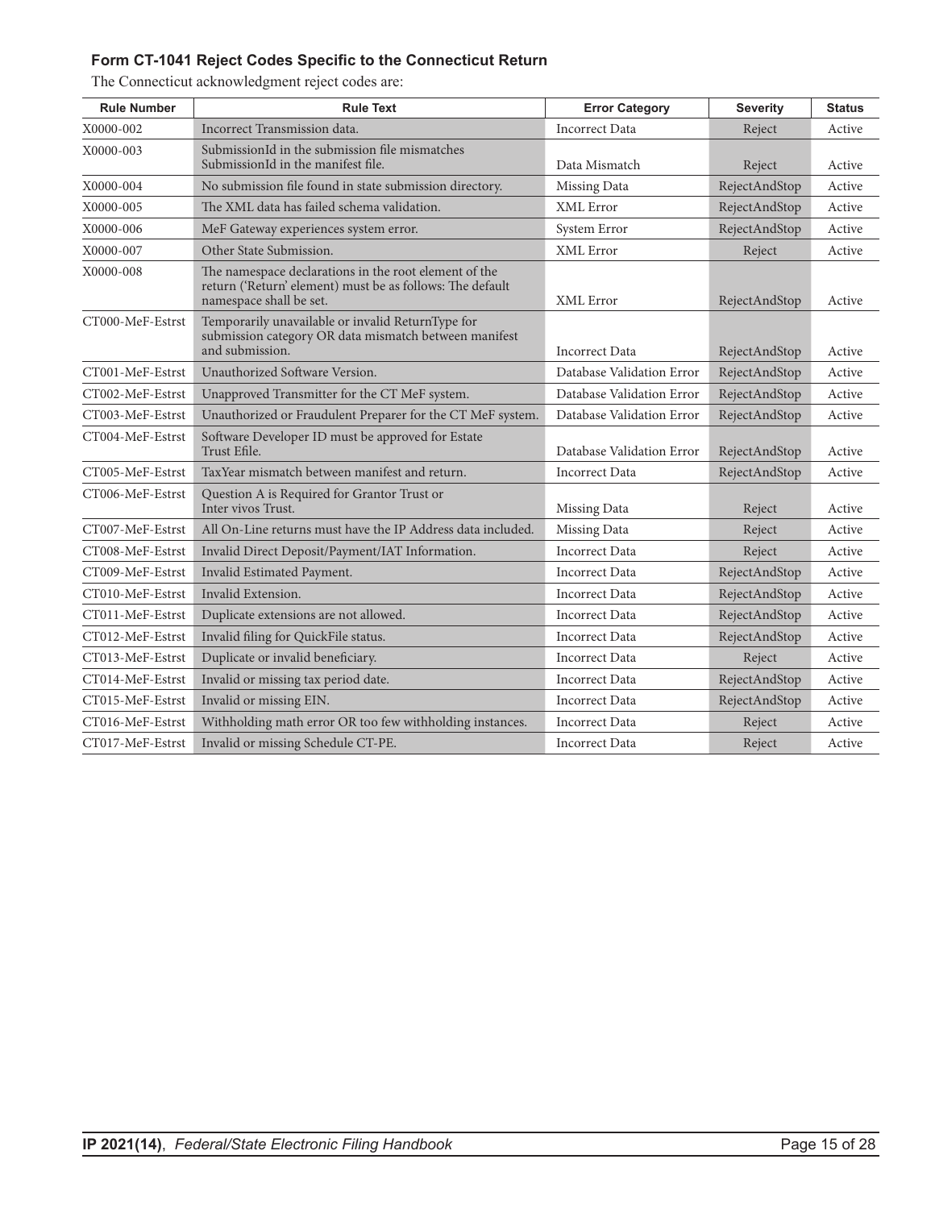### Form CT-1041 Reject Codes Specific to the Connecticut Return

The Connecticut acknowledgment reject codes are:

| Rule Number | Rule Text | Error Category | Severity | Status |
|---|---|---|---|---|
| X0000-002 | Incorrect Transmission data. | Incorrect Data | Reject | Active |
| X0000-003 | SubmissionId in the submission file mismatches SubmissionId in the manifest file. | Data Mismatch | Reject | Active |
| X0000-004 | No submission file found in state submission directory. | Missing Data | RejectAndStop | Active |
| X0000-005 | The XML data has failed schema validation. | XML Error | RejectAndStop | Active |
| X0000-006 | MeF Gateway experiences system error. | System Error | RejectAndStop | Active |
| X0000-007 | Other State Submission. | XML Error | Reject | Active |
| X0000-008 | The namespace declarations in the root element of the return ('Return' element) must be as follows: The default namespace shall be set. | XML Error | RejectAndStop | Active |
| CT000-MeF-Estrst | Temporarily unavailable or invalid ReturnType for submission category OR data mismatch between manifest and submission. | Incorrect Data | RejectAndStop | Active |
| CT001-MeF-Estrst | Unauthorized Software Version. | Database Validation Error | RejectAndStop | Active |
| CT002-MeF-Estrst | Unapproved Transmitter for the CT MeF system. | Database Validation Error | RejectAndStop | Active |
| CT003-MeF-Estrst | Unauthorized or Fraudulent Preparer for the CT MeF system. | Database Validation Error | RejectAndStop | Active |
| CT004-MeF-Estrst | Software Developer ID must be approved for Estate Trust Efile. | Database Validation Error | RejectAndStop | Active |
| CT005-MeF-Estrst | TaxYear mismatch between manifest and return. | Incorrect Data | RejectAndStop | Active |
| CT006-MeF-Estrst | Question A is Required for Grantor Trust or Inter vivos Trust. | Missing Data | Reject | Active |
| CT007-MeF-Estrst | All On-Line returns must have the IP Address data included. | Missing Data | Reject | Active |
| CT008-MeF-Estrst | Invalid Direct Deposit/Payment/IAT Information. | Incorrect Data | Reject | Active |
| CT009-MeF-Estrst | Invalid Estimated Payment. | Incorrect Data | RejectAndStop | Active |
| CT010-MeF-Estrst | Invalid Extension. | Incorrect Data | RejectAndStop | Active |
| CT011-MeF-Estrst | Duplicate extensions are not allowed. | Incorrect Data | RejectAndStop | Active |
| CT012-MeF-Estrst | Invalid filing for QuickFile status. | Incorrect Data | RejectAndStop | Active |
| CT013-MeF-Estrst | Duplicate or invalid beneficiary. | Incorrect Data | Reject | Active |
| CT014-MeF-Estrst | Invalid or missing tax period date. | Incorrect Data | RejectAndStop | Active |
| CT015-MeF-Estrst | Invalid or missing EIN. | Incorrect Data | RejectAndStop | Active |
| CT016-MeF-Estrst | Withholding math error OR too few withholding instances. | Incorrect Data | Reject | Active |
| CT017-MeF-Estrst | Invalid or missing Schedule CT-PE. | Incorrect Data | Reject | Active |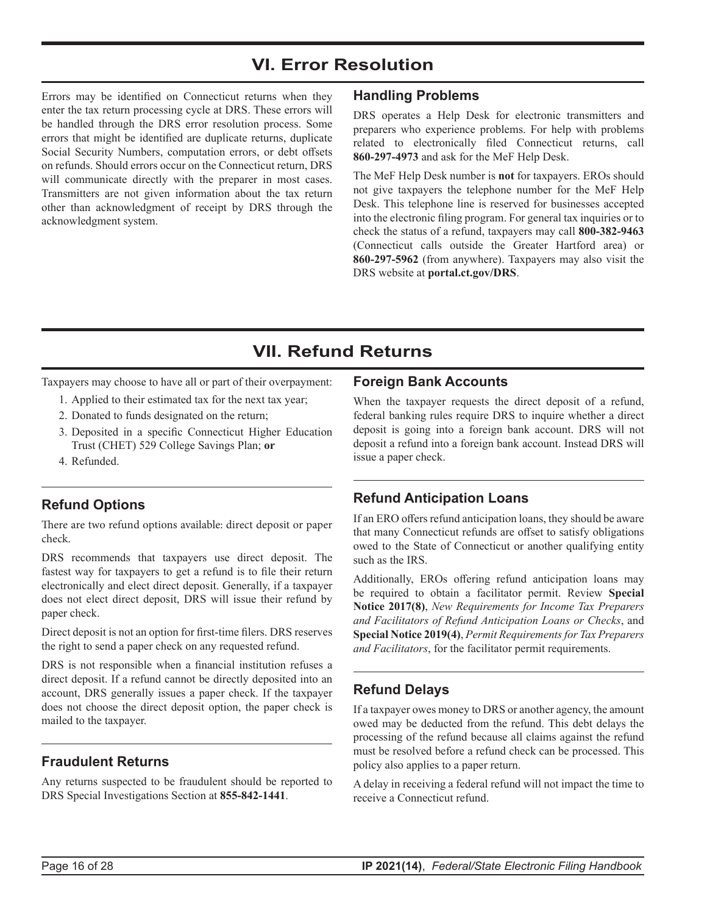# VI. Error Resolution

Errors may be identified on Connecticut returns when they enter the tax return processing cycle at DRS. These errors will be handled through the DRS error resolution process. Some errors that might be identified are duplicate returns, duplicate Social Security Numbers, computation errors, or debt offsets on refunds. Should errors occur on the Connecticut return, DRS will communicate directly with the preparer in most cases. Transmitters are not given information about the tax return other than acknowledgment of receipt by DRS through the acknowledgment system.

## Handling Problems

DRS operates a Help Desk for electronic transmitters and preparers who experience problems. For help with problems related to electronically filed Connecticut returns, call **860-297-4973** and ask for the MeF Help Desk.

The MeF Help Desk number is **not** for taxpayers. EROs should not give taxpayers the telephone number for the MeF Help Desk. This telephone line is reserved for businesses accepted into the electronic filing program. For general tax inquiries or to check the status of a refund, taxpayers may call **800-382-9463** (Connecticut calls outside the Greater Hartford area) or **860-297-5962** (from anywhere). Taxpayers may also visit the DRS website at **portal.ct.gov/DRS**.

# VII. Refund Returns

Taxpayers may choose to have all or part of their overpayment:

1. Applied to their estimated tax for the next tax year;
2. Donated to funds designated on the return;
3. Deposited in a specific Connecticut Higher Education Trust (CHET) 529 College Savings Plan; **or**
4. Refunded.

## Refund Options

There are two refund options available: direct deposit or paper check.

DRS recommends that taxpayers use direct deposit. The fastest way for taxpayers to get a refund is to file their return electronically and elect direct deposit. Generally, if a taxpayer does not elect direct deposit, DRS will issue their refund by paper check.

Direct deposit is not an option for first-time filers. DRS reserves the right to send a paper check on any requested refund.

DRS is not responsible when a financial institution refuses a direct deposit. If a refund cannot be directly deposited into an account, DRS generally issues a paper check. If the taxpayer does not choose the direct deposit option, the paper check is mailed to the taxpayer.

## Fraudulent Returns

Any returns suspected to be fraudulent should be reported to DRS Special Investigations Section at **855-842-1441**.

## Foreign Bank Accounts

When the taxpayer requests the direct deposit of a refund, federal banking rules require DRS to inquire whether a direct deposit is going into a foreign bank account. DRS will not deposit a refund into a foreign bank account. Instead DRS will issue a paper check.

## Refund Anticipation Loans

If an ERO offers refund anticipation loans, they should be aware that many Connecticut refunds are offset to satisfy obligations owed to the State of Connecticut or another qualifying entity such as the IRS.

Additionally, EROs offering refund anticipation loans may be required to obtain a facilitator permit. Review **Special Notice 2017(8)**, *New Requirements for Income Tax Preparers and Facilitators of Refund Anticipation Loans or Checks*, and **Special Notice 2019(4)**, *Permit Requirements for Tax Preparers and Facilitators*, for the facilitator permit requirements.

## Refund Delays

If a taxpayer owes money to DRS or another agency, the amount owed may be deducted from the refund. This debt delays the processing of the refund because all claims against the refund must be resolved before a refund check can be processed. This policy also applies to a paper return.

A delay in receiving a federal refund will not impact the time to receive a Connecticut refund.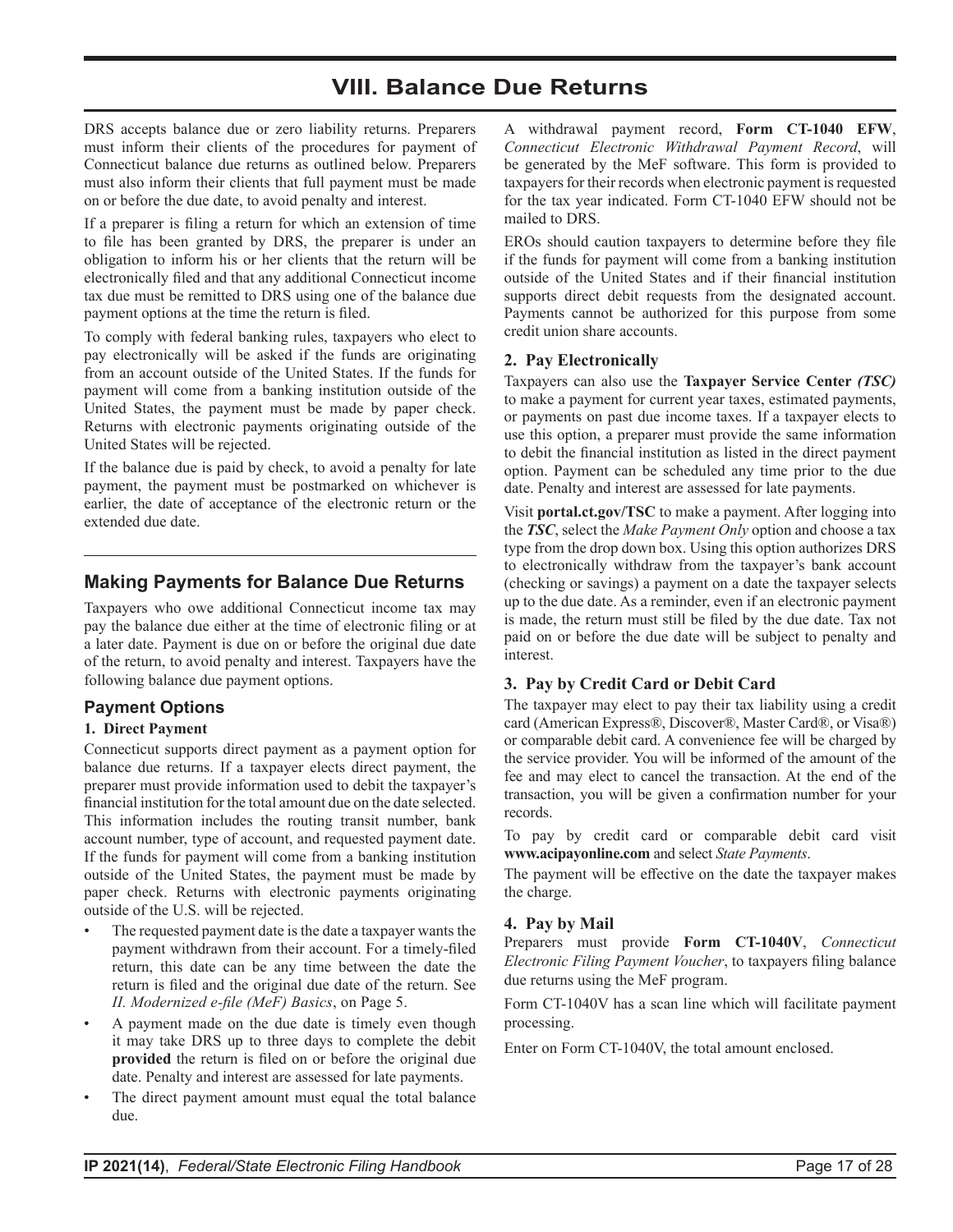# VIII. Balance Due Returns

DRS accepts balance due or zero liability returns. Preparers must inform their clients of the procedures for payment of Connecticut balance due returns as outlined below. Preparers must also inform their clients that full payment must be made on or before the due date, to avoid penalty and interest.

If a preparer is filing a return for which an extension of time to file has been granted by DRS, the preparer is under an obligation to inform his or her clients that the return will be electronically filed and that any additional Connecticut income tax due must be remitted to DRS using one of the balance due payment options at the time the return is filed.

To comply with federal banking rules, taxpayers who elect to pay electronically will be asked if the funds are originating from an account outside of the United States. If the funds for payment will come from a banking institution outside of the United States, the payment must be made by paper check. Returns with electronic payments originating outside of the United States will be rejected.

If the balance due is paid by check, to avoid a penalty for late payment, the payment must be postmarked on whichever is earlier, the date of acceptance of the electronic return or the extended due date.

## Making Payments for Balance Due Returns

Taxpayers who owe additional Connecticut income tax may pay the balance due either at the time of electronic filing or at a later date. Payment is due on or before the original due date of the return, to avoid penalty and interest. Taxpayers have the following balance due payment options.

### Payment Options

**1. Direct Payment**

Connecticut supports direct payment as a payment option for balance due returns. If a taxpayer elects direct payment, the preparer must provide information used to debit the taxpayer's financial institution for the total amount due on the date selected. This information includes the routing transit number, bank account number, type of account, and requested payment date. If the funds for payment will come from a banking institution outside of the United States, the payment must be made by paper check. Returns with electronic payments originating outside of the U.S. will be rejected.

- The requested payment date is the date a taxpayer wants the payment withdrawn from their account. For a timely-filed return, this date can be any time between the date the return is filed and the original due date of the return. See *II. Modernized e-file (MeF) Basics*, on Page 5.
- A payment made on the due date is timely even though it may take DRS up to three days to complete the debit **provided** the return is filed on or before the original due date. Penalty and interest are assessed for late payments.
- The direct payment amount must equal the total balance due.

A withdrawal payment record, **Form CT-1040 EFW**, *Connecticut Electronic Withdrawal Payment Record*, will be generated by the MeF software. This form is provided to taxpayers for their records when electronic payment is requested for the tax year indicated. Form CT-1040 EFW should not be mailed to DRS.

EROs should caution taxpayers to determine before they file if the funds for payment will come from a banking institution outside of the United States and if their financial institution supports direct debit requests from the designated account. Payments cannot be authorized for this purpose from some credit union share accounts.

**2. Pay Electronically**

Taxpayers can also use the **Taxpayer Service Center *(TSC)*** to make a payment for current year taxes, estimated payments, or payments on past due income taxes. If a taxpayer elects to use this option, a preparer must provide the same information to debit the financial institution as listed in the direct payment option. Payment can be scheduled any time prior to the due date. Penalty and interest are assessed for late payments.

Visit **portal.ct.gov/TSC** to make a payment. After logging into the ***TSC***, select the *Make Payment Only* option and choose a tax type from the drop down box. Using this option authorizes DRS to electronically withdraw from the taxpayer's bank account (checking or savings) a payment on a date the taxpayer selects up to the due date. As a reminder, even if an electronic payment is made, the return must still be filed by the due date. Tax not paid on or before the due date will be subject to penalty and interest.

**3. Pay by Credit Card or Debit Card**

The taxpayer may elect to pay their tax liability using a credit card (American Express®, Discover®, Master Card®, or Visa®) or comparable debit card. A convenience fee will be charged by the service provider. You will be informed of the amount of the fee and may elect to cancel the transaction. At the end of the transaction, you will be given a confirmation number for your records.

To pay by credit card or comparable debit card visit **www.acipayonline.com** and select *State Payments*.

The payment will be effective on the date the taxpayer makes the charge.

**4. Pay by Mail**

Preparers must provide **Form CT-1040V**, *Connecticut Electronic Filing Payment Voucher*, to taxpayers filing balance due returns using the MeF program.

Form CT-1040V has a scan line which will facilitate payment processing.

Enter on Form CT-1040V, the total amount enclosed.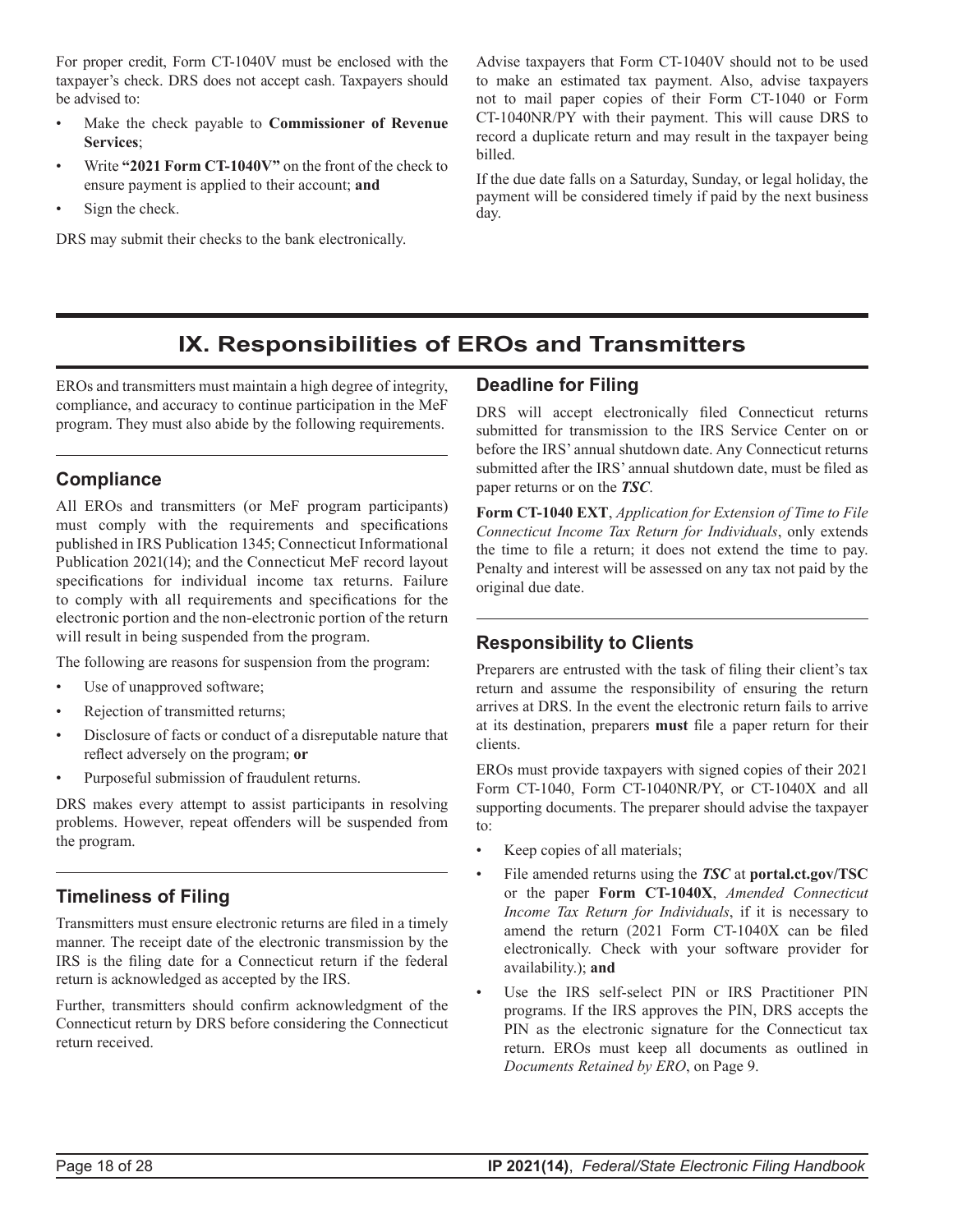For proper credit, Form CT-1040V must be enclosed with the taxpayer's check. DRS does not accept cash. Taxpayers should be advised to:

- Make the check payable to **Commissioner of Revenue Services**;
- Write **"2021 Form CT-1040V"** on the front of the check to ensure payment is applied to their account; **and**
- Sign the check.

DRS may submit their checks to the bank electronically.

Advise taxpayers that Form CT-1040V should not to be used to make an estimated tax payment. Also, advise taxpayers not to mail paper copies of their Form CT-1040 or Form CT-1040NR/PY with their payment. This will cause DRS to record a duplicate return and may result in the taxpayer being billed.

If the due date falls on a Saturday, Sunday, or legal holiday, the payment will be considered timely if paid by the next business day.

# IX. Responsibilities of EROs and Transmitters

EROs and transmitters must maintain a high degree of integrity, compliance, and accuracy to continue participation in the MeF program. They must also abide by the following requirements.

## Compliance

All EROs and transmitters (or MeF program participants) must comply with the requirements and specifications published in IRS Publication 1345; Connecticut Informational Publication 2021(14); and the Connecticut MeF record layout specifications for individual income tax returns. Failure to comply with all requirements and specifications for the electronic portion and the non-electronic portion of the return will result in being suspended from the program.

The following are reasons for suspension from the program:

- Use of unapproved software;
- Rejection of transmitted returns;
- Disclosure of facts or conduct of a disreputable nature that reflect adversely on the program; **or**
- Purposeful submission of fraudulent returns.

DRS makes every attempt to assist participants in resolving problems. However, repeat offenders will be suspended from the program.

## Timeliness of Filing

Transmitters must ensure electronic returns are filed in a timely manner. The receipt date of the electronic transmission by the IRS is the filing date for a Connecticut return if the federal return is acknowledged as accepted by the IRS.

Further, transmitters should confirm acknowledgment of the Connecticut return by DRS before considering the Connecticut return received.

## Deadline for Filing

DRS will accept electronically filed Connecticut returns submitted for transmission to the IRS Service Center on or before the IRS' annual shutdown date. Any Connecticut returns submitted after the IRS' annual shutdown date, must be filed as paper returns or on the ***TSC***.

**Form CT-1040 EXT**, *Application for Extension of Time to File Connecticut Income Tax Return for Individuals*, only extends the time to file a return; it does not extend the time to pay. Penalty and interest will be assessed on any tax not paid by the original due date.

## Responsibility to Clients

Preparers are entrusted with the task of filing their client's tax return and assume the responsibility of ensuring the return arrives at DRS. In the event the electronic return fails to arrive at its destination, preparers **must** file a paper return for their clients.

EROs must provide taxpayers with signed copies of their 2021 Form CT-1040, Form CT-1040NR/PY, or CT-1040X and all supporting documents. The preparer should advise the taxpayer to:

- Keep copies of all materials;
- File amended returns using the ***TSC*** at **portal.ct.gov/TSC** or the paper **Form CT-1040X**, *Amended Connecticut Income Tax Return for Individuals*, if it is necessary to amend the return (2021 Form CT-1040X can be filed electronically. Check with your software provider for availability.); **and**
- Use the IRS self-select PIN or IRS Practitioner PIN programs. If the IRS approves the PIN, DRS accepts the PIN as the electronic signature for the Connecticut tax return. EROs must keep all documents as outlined in *Documents Retained by ERO*, on Page 9.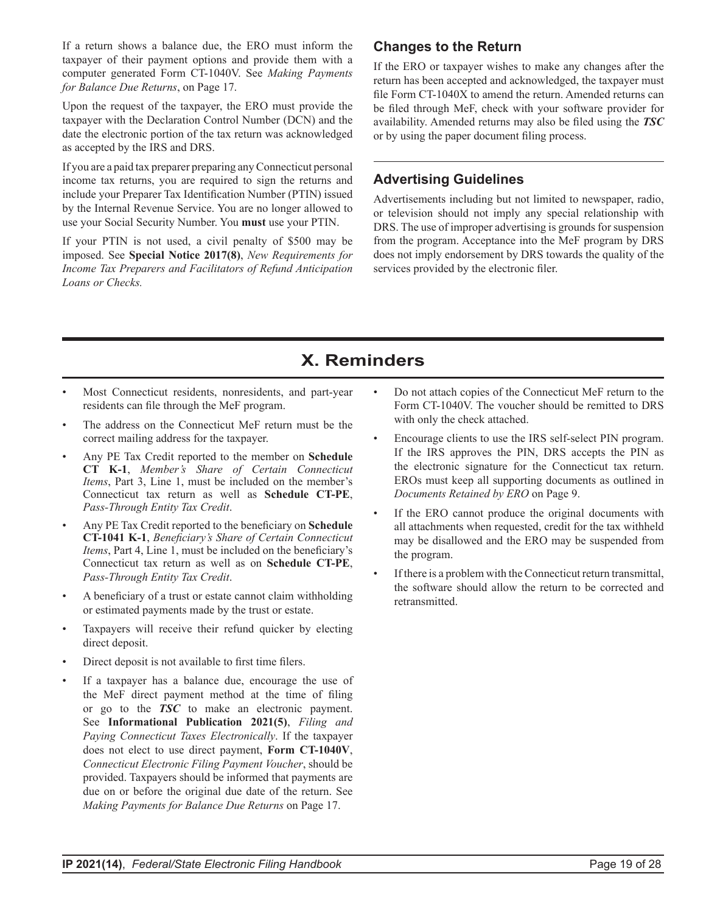If a return shows a balance due, the ERO must inform the taxpayer of their payment options and provide them with a computer generated Form CT-1040V. See *Making Payments for Balance Due Returns*, on Page 17.

Upon the request of the taxpayer, the ERO must provide the taxpayer with the Declaration Control Number (DCN) and the date the electronic portion of the tax return was acknowledged as accepted by the IRS and DRS.

If you are a paid tax preparer preparing any Connecticut personal income tax returns, you are required to sign the returns and include your Preparer Tax Identification Number (PTIN) issued by the Internal Revenue Service. You are no longer allowed to use your Social Security Number. You **must** use your PTIN.

If your PTIN is not used, a civil penalty of $500 may be imposed. See **Special Notice 2017(8)**, *New Requirements for Income Tax Preparers and Facilitators of Refund Anticipation Loans or Checks.*

### Changes to the Return

If the ERO or taxpayer wishes to make any changes after the return has been accepted and acknowledged, the taxpayer must file Form CT-1040X to amend the return. Amended returns can be filed through MeF, check with your software provider for availability. Amended returns may also be filed using the ***TSC*** or by using the paper document filing process.

### Advertising Guidelines

Advertisements including but not limited to newspaper, radio, or television should not imply any special relationship with DRS. The use of improper advertising is grounds for suspension from the program. Acceptance into the MeF program by DRS does not imply endorsement by DRS towards the quality of the services provided by the electronic filer.

## X. Reminders

- Most Connecticut residents, nonresidents, and part-year residents can file through the MeF program.
- The address on the Connecticut MeF return must be the correct mailing address for the taxpayer.
- Any PE Tax Credit reported to the member on **Schedule CT K-1**, *Member's Share of Certain Connecticut Items*, Part 3, Line 1, must be included on the member's Connecticut tax return as well as **Schedule CT-PE**, *Pass-Through Entity Tax Credit*.
- Any PE Tax Credit reported to the beneficiary on **Schedule CT-1041 K-1**, *Beneficiary's Share of Certain Connecticut Items*, Part 4, Line 1, must be included on the beneficiary's Connecticut tax return as well as on **Schedule CT-PE**, *Pass-Through Entity Tax Credit*.
- A beneficiary of a trust or estate cannot claim withholding or estimated payments made by the trust or estate.
- Taxpayers will receive their refund quicker by electing direct deposit.
- Direct deposit is not available to first time filers.
- If a taxpayer has a balance due, encourage the use of the MeF direct payment method at the time of filing or go to the ***TSC*** to make an electronic payment. See **Informational Publication 2021(5)**, *Filing and Paying Connecticut Taxes Electronically*. If the taxpayer does not elect to use direct payment, **Form CT-1040V**, *Connecticut Electronic Filing Payment Voucher*, should be provided. Taxpayers should be informed that payments are due on or before the original due date of the return. See *Making Payments for Balance Due Returns* on Page 17.
- Do not attach copies of the Connecticut MeF return to the Form CT-1040V. The voucher should be remitted to DRS with only the check attached.
- Encourage clients to use the IRS self-select PIN program. If the IRS approves the PIN, DRS accepts the PIN as the electronic signature for the Connecticut tax return. EROs must keep all supporting documents as outlined in *Documents Retained by ERO* on Page 9.
- If the ERO cannot produce the original documents with all attachments when requested, credit for the tax withheld may be disallowed and the ERO may be suspended from the program.
- If there is a problem with the Connecticut return transmittal, the software should allow the return to be corrected and retransmitted.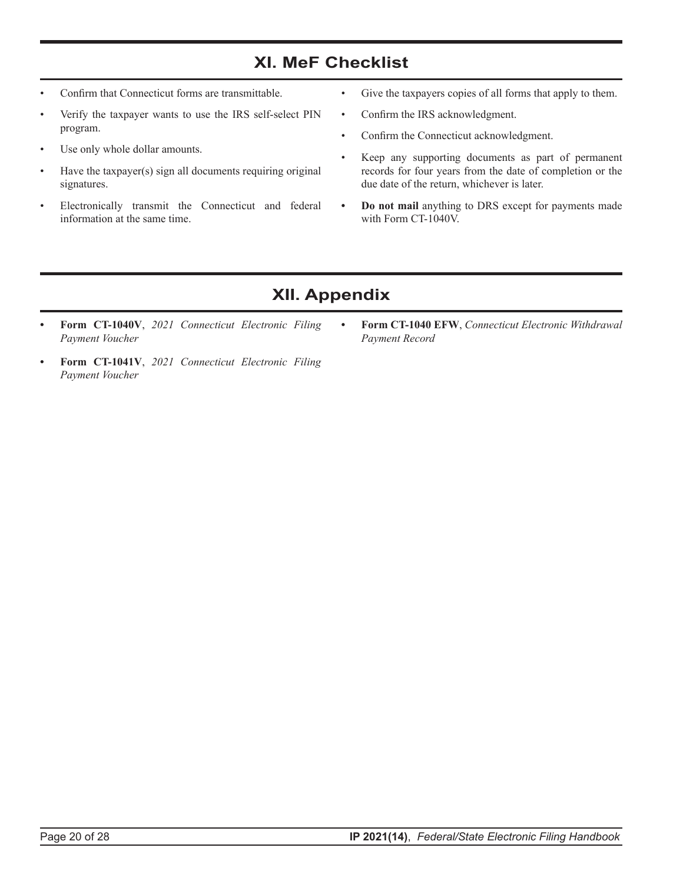## XI. MeF Checklist

- Confirm that Connecticut forms are transmittable.
- Verify the taxpayer wants to use the IRS self-select PIN program.
- Use only whole dollar amounts.
- Have the taxpayer(s) sign all documents requiring original signatures.
- Electronically transmit the Connecticut and federal information at the same time.
- Give the taxpayers copies of all forms that apply to them.
- Confirm the IRS acknowledgment.
- Confirm the Connecticut acknowledgment.
- Keep any supporting documents as part of permanent records for four years from the date of completion or the due date of the return, whichever is later.
- **Do not mail** anything to DRS except for payments made with Form CT-1040V.

## XII. Appendix

- **Form CT-1040V**, *2021 Connecticut Electronic Filing Payment Voucher*
- **Form CT-1041V**, *2021 Connecticut Electronic Filing Payment Voucher*
- **Form CT-1040 EFW**, *Connecticut Electronic Withdrawal Payment Record*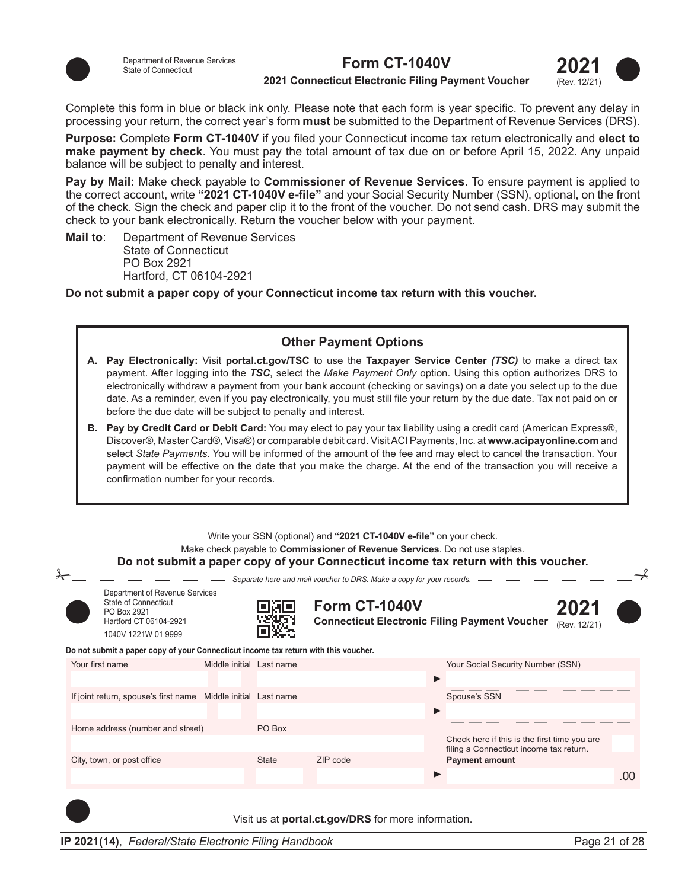Department of Revenue Services
State of Connecticut

# Form CT-1040V

**2021 Connecticut Electronic Filing Payment Voucher**

**2021** (Rev. 12/21)

Complete this form in blue or black ink only. Please note that each form is year specific. To prevent any delay in processing your return, the correct year's form **must** be submitted to the Department of Revenue Services (DRS).

**Purpose:** Complete **Form CT-1040V** if you filed your Connecticut income tax return electronically and **elect to make payment by check**. You must pay the total amount of tax due on or before April 15, 2022. Any unpaid balance will be subject to penalty and interest.

**Pay by Mail:** Make check payable to **Commissioner of Revenue Services**. To ensure payment is applied to the correct account, write **"2021 CT-1040V e-file"** and your Social Security Number (SSN), optional, on the front of the check. Sign the check and paper clip it to the front of the voucher. Do not send cash. DRS may submit the check to your bank electronically. Return the voucher below with your payment.

**Mail to**: Department of Revenue Services
State of Connecticut
PO Box 2921
Hartford, CT 06104-2921

**Do not submit a paper copy of your Connecticut income tax return with this voucher.**

## Other Payment Options

**A. Pay Electronically:** Visit **portal.ct.gov/TSC** to use the **Taxpayer Service Center *(TSC)*** to make a direct tax payment. After logging into the ***TSC***, select the *Make Payment Only* option. Using this option authorizes DRS to electronically withdraw a payment from your bank account (checking or savings) on a date you select up to the due date. As a reminder, even if you pay electronically, you must still file your return by the due date. Tax not paid on or before the due date will be subject to penalty and interest.

**B. Pay by Credit Card or Debit Card:** You may elect to pay your tax liability using a credit card (American Express®, Discover®, Master Card®, Visa®) or comparable debit card. Visit ACI Payments, Inc. at **www.acipayonline.com** and select *State Payments*. You will be informed of the amount of the fee and may elect to cancel the transaction. Your payment will be effective on the date that you make the charge. At the end of the transaction you will receive a confirmation number for your records.

Write your SSN (optional) and **"2021 CT-1040V e-file"** on your check.
Make check payable to **Commissioner of Revenue Services**. Do not use staples.
**Do not submit a paper copy of your Connecticut income tax return with this voucher.**

*Separate here and mail voucher to DRS. Make a copy for your records.*

Department of Revenue Services
State of Connecticut
PO Box 2921
Hartford CT 06104-2921
1040V 1221W 01 9999

## Form CT-1040V

**Connecticut Electronic Filing Payment Voucher**

**2021** (Rev. 12/21)

**Do not submit a paper copy of your Connecticut income tax return with this voucher.**

| Your first name | Middle initial | Last name | | Your Social Security Number (SSN) |
|---|---|---|---|---|
| | | | | – – |
| If joint return, spouse's first name | Middle initial | Last name | | Spouse's SSN |
| | | | | – – |
| Home address (number and street) | | PO Box | | Check here if this is the first time you are filing a Connecticut income tax return. ☐ |
| City, town, or post office | | State | ZIP code | **Payment amount** |
| | | | | .00 |

Visit us at **portal.ct.gov/DRS** for more information.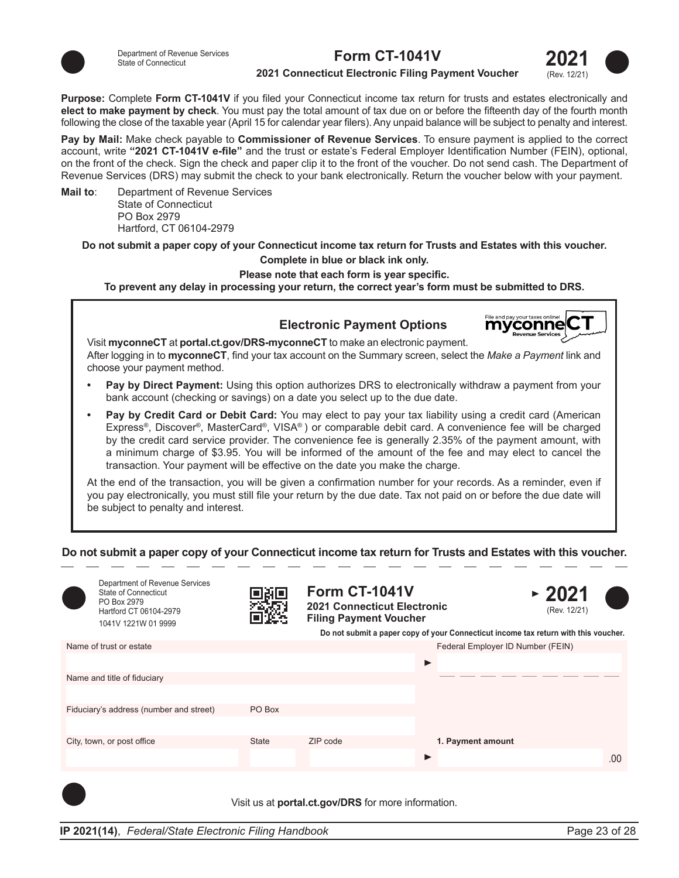Department of Revenue Services
State of Connecticut

# Form CT-1041V

**2021 Connecticut Electronic Filing Payment Voucher**

**2021** (Rev. 12/21)

**Purpose:** Complete **Form CT-1041V** if you filed your Connecticut income tax return for trusts and estates electronically and **elect to make payment by check**. You must pay the total amount of tax due on or before the fifteenth day of the fourth month following the close of the taxable year (April 15 for calendar year filers). Any unpaid balance will be subject to penalty and interest.

**Pay by Mail:** Make check payable to **Commissioner of Revenue Services**. To ensure payment is applied to the correct account, write **"2021 CT-1041V e-file"** and the trust or estate's Federal Employer Identification Number (FEIN), optional, on the front of the check. Sign the check and paper clip it to the front of the voucher. Do not send cash. The Department of Revenue Services (DRS) may submit the check to your bank electronically. Return the voucher below with your payment.

**Mail to**: Department of Revenue Services
State of Connecticut
PO Box 2979
Hartford, CT 06104-2979

**Do not submit a paper copy of your Connecticut income tax return for Trusts and Estates with this voucher.**

**Complete in blue or black ink only.**

**Please note that each form is year specific.**

**To prevent any delay in processing your return, the correct year's form must be submitted to DRS.**

## Electronic Payment Options

File and pay your taxes online! myconneCT Revenue Services

Visit **myconneCT** at **portal.ct.gov/DRS-myconneCT** to make an electronic payment.
After logging in to **myconneCT**, find your tax account on the Summary screen, select the *Make a Payment* link and choose your payment method.

- **Pay by Direct Payment:** Using this option authorizes DRS to electronically withdraw a payment from your bank account (checking or savings) on a date you select up to the due date.
- **Pay by Credit Card or Debit Card:** You may elect to pay your tax liability using a credit card (American Express®, Discover®, MasterCard®, VISA®) or comparable debit card. A convenience fee will be charged by the credit card service provider. The convenience fee is generally 2.35% of the payment amount, with a minimum charge of $3.95. You will be informed of the amount of the fee and may elect to cancel the transaction. Your payment will be effective on the date you make the charge.

At the end of the transaction, you will be given a confirmation number for your records. As a reminder, even if you pay electronically, you must still file your return by the due date. Tax not paid on or before the due date will be subject to penalty and interest.

**Do not submit a paper copy of your Connecticut income tax return for Trusts and Estates with this voucher.**

---

Department of Revenue Services
State of Connecticut
PO Box 2979
Hartford CT 06104-2979
1041V 1221W 01 9999

# Form CT-1041V

**2021 Connecticut Electronic Filing Payment Voucher**

► **2021** (Rev. 12/21)

**Do not submit a paper copy of your Connecticut income tax return with this voucher.**

| Name of trust or estate | | | Federal Employer ID Number (FEIN) |
|---|---|---|---|
| | | | ► |
| Name and title of fiduciary | | | |
| | | | |
| Fiduciary's address (number and street) | PO Box | | |
| | | | |
| City, town, or post office | State | ZIP code | **1. Payment amount** |
| | | | ► .00 |

Visit us at **portal.ct.gov/DRS** for more information.

**IP 2021(14)**, *Federal/State Electronic Filing Handbook*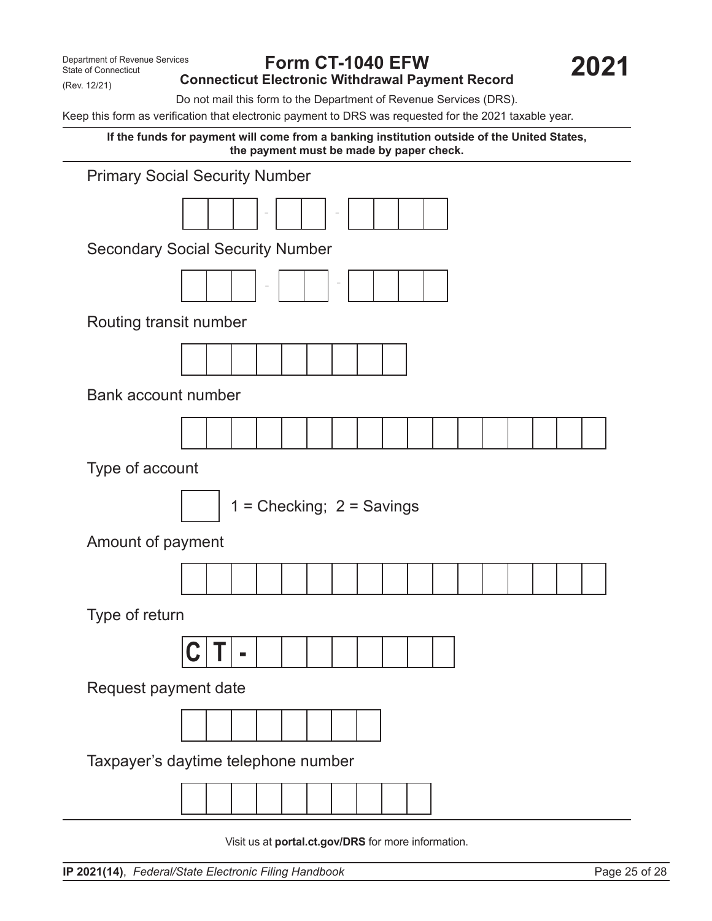Department of Revenue Services
State of Connecticut
(Rev. 12/21)

# Form CT-1040 EFW

## Connecticut Electronic Withdrawal Payment Record

**2021**

Do not mail this form to the Department of Revenue Services (DRS).

Keep this form as verification that electronic payment to DRS was requested for the 2021 taxable year.

**If the funds for payment will come from a banking institution outside of the United States, the payment must be made by paper check.**

Primary Social Security Number

\_ \_ \_ - \_ \_ - \_ \_ \_ \_

Secondary Social Security Number

\_ \_ \_ - \_ \_ - \_ \_ \_ \_

Routing transit number

\_ \_ \_ \_ \_ \_ \_ \_ \_

Bank account number

\_ \_ \_ \_ \_ \_ \_ \_ \_ \_ \_ \_ \_ \_ \_ \_ \_

Type of account

\_ 1 = Checking; 2 = Savings

Amount of payment

\_ \_ \_ \_ \_ \_ \_ \_ \_ \_ \_ \_ \_ \_ \_ \_ \_

Type of return

C T - \_ \_ \_ \_ \_ \_ \_ \_

Request payment date

\_ \_ \_ \_ \_ \_ \_ \_

Taxpayer's daytime telephone number

\_ \_ \_ \_ \_ \_ \_ \_ \_ \_

Visit us at **portal.ct.gov/DRS** for more information.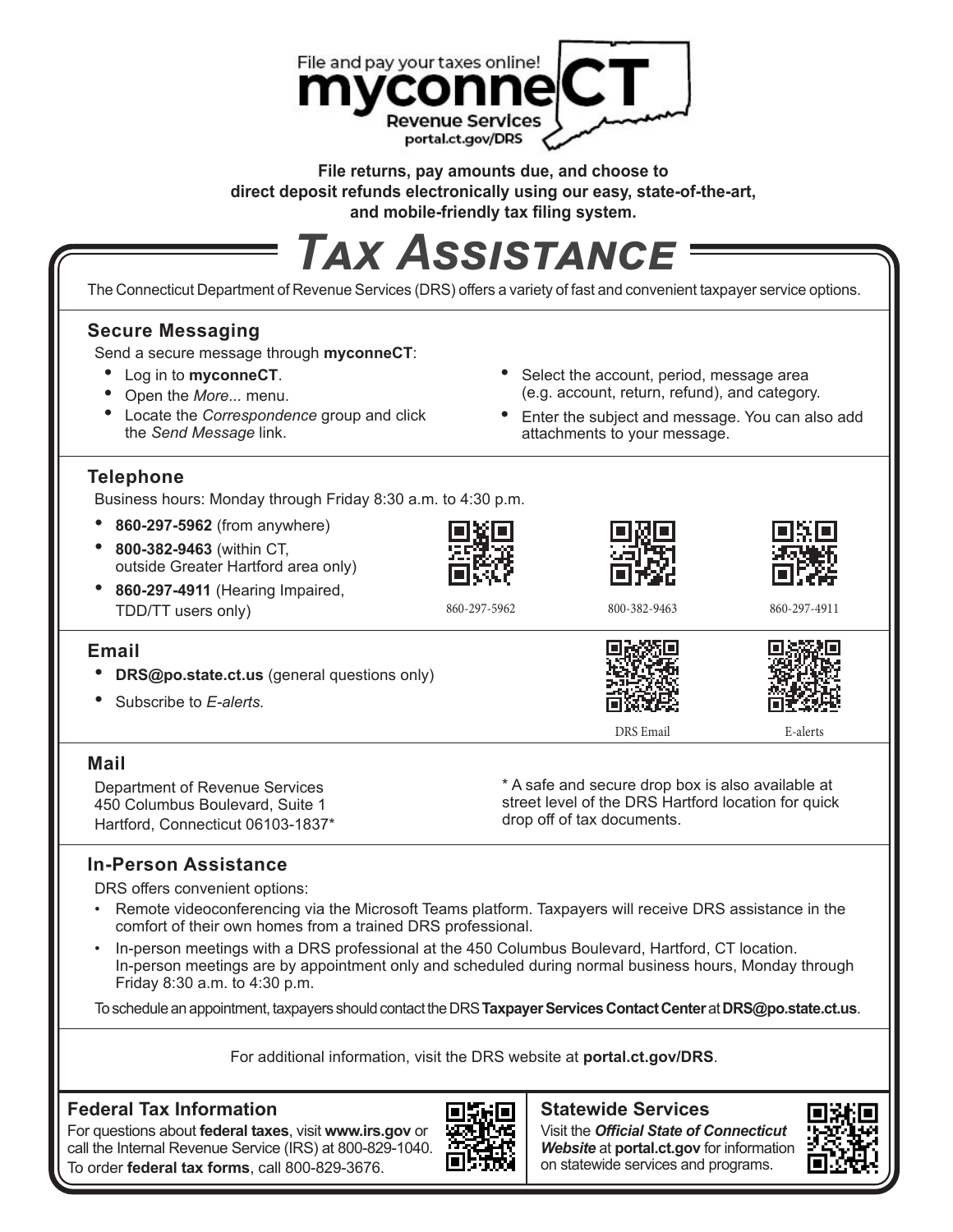File and pay your taxes online!

**myconneCT**

Revenue Services

portal.ct.gov/DRS

**File returns, pay amounts due, and choose to direct deposit refunds electronically using our easy, state-of-the-art, and mobile-friendly tax filing system.**

# *Tax Assistance*

The Connecticut Department of Revenue Services (DRS) offers a variety of fast and convenient taxpayer service options.

## Secure Messaging

Send a secure message through **myconneCT**:

- Log in to **myconneCT**.
- Open the *More...* menu.
- Locate the *Correspondence* group and click the *Send Message* link.
- Select the account, period, message area (e.g. account, return, refund), and category.
- Enter the subject and message. You can also add attachments to your message.

## Telephone

Business hours: Monday through Friday 8:30 a.m. to 4:30 p.m.

- **860-297-5962** (from anywhere)
- **800-382-9463** (within CT, outside Greater Hartford area only)
- **860-297-4911** (Hearing Impaired, TDD/TT users only)

860-297-5962

800-382-9463

860-297-4911

## Email

- **DRS@po.state.ct.us** (general questions only)
- Subscribe to *E-alerts.*

DRS Email

E-alerts

## Mail

Department of Revenue Services
450 Columbus Boulevard, Suite 1
Hartford, Connecticut 06103-1837*

* A safe and secure drop box is also available at street level of the DRS Hartford location for quick drop off of tax documents.

## In-Person Assistance

DRS offers convenient options:

- Remote videoconferencing via the Microsoft Teams platform. Taxpayers will receive DRS assistance in the comfort of their own homes from a trained DRS professional.
- In-person meetings with a DRS professional at the 450 Columbus Boulevard, Hartford, CT location. In-person meetings are by appointment only and scheduled during normal business hours, Monday through Friday 8:30 a.m. to 4:30 p.m.

To schedule an appointment, taxpayers should contact the DRS **Taxpayer Services Contact Center** at **DRS@po.state.ct.us**.

For additional information, visit the DRS website at **portal.ct.gov/DRS**.

## Federal Tax Information

For questions about **federal taxes**, visit **www.irs.gov** or call the Internal Revenue Service (IRS) at 800-829-1040. To order **federal tax forms**, call 800-829-3676.

## Statewide Services

Visit the ***Official State of Connecticut Website*** at **portal.ct.gov** for information on statewide services and programs.